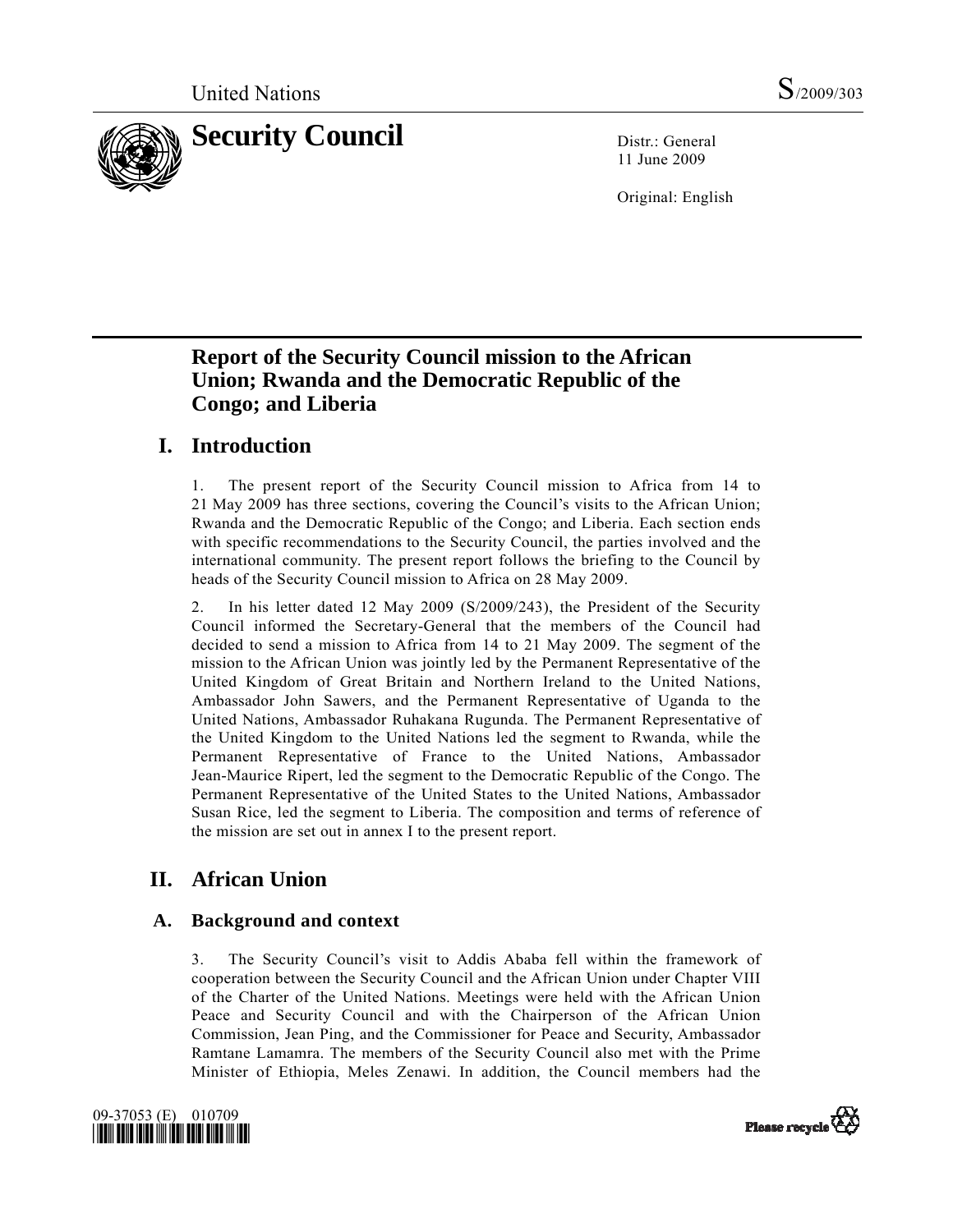United Nations S/2009/303

# Security Council

Distr.: General
11 June 2009

Original: English

## Report of the Security Council mission to the African Union; Rwanda and the Democratic Republic of the Congo; and Liberia

## I. Introduction

1. The present report of the Security Council mission to Africa from 14 to 21 May 2009 has three sections, covering the Council's visits to the African Union; Rwanda and the Democratic Republic of the Congo; and Liberia. Each section ends with specific recommendations to the Security Council, the parties involved and the international community. The present report follows the briefing to the Council by heads of the Security Council mission to Africa on 28 May 2009.

2. In his letter dated 12 May 2009 (S/2009/243), the President of the Security Council informed the Secretary-General that the members of the Council had decided to send a mission to Africa from 14 to 21 May 2009. The segment of the mission to the African Union was jointly led by the Permanent Representative of the United Kingdom of Great Britain and Northern Ireland to the United Nations, Ambassador John Sawers, and the Permanent Representative of Uganda to the United Nations, Ambassador Ruhakana Rugunda. The Permanent Representative of the United Kingdom to the United Nations led the segment to Rwanda, while the Permanent Representative of France to the United Nations, Ambassador Jean-Maurice Ripert, led the segment to the Democratic Republic of the Congo. The Permanent Representative of the United States to the United Nations, Ambassador Susan Rice, led the segment to Liberia. The composition and terms of reference of the mission are set out in annex I to the present report.

## II. African Union

### A. Background and context

3. The Security Council's visit to Addis Ababa fell within the framework of cooperation between the Security Council and the African Union under Chapter VIII of the Charter of the United Nations. Meetings were held with the African Union Peace and Security Council and with the Chairperson of the African Union Commission, Jean Ping, and the Commissioner for Peace and Security, Ambassador Ramtane Lamamra. The members of the Security Council also met with the Prime Minister of Ethiopia, Meles Zenawi. In addition, the Council members had the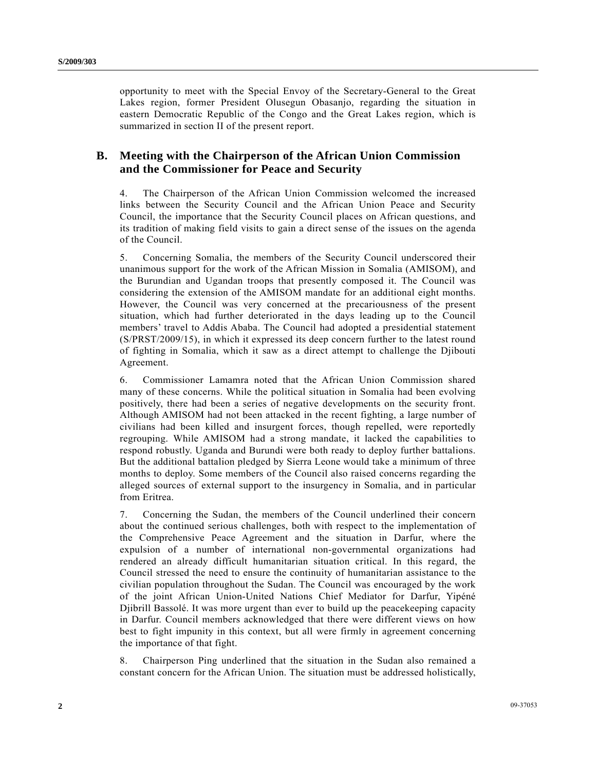opportunity to meet with the Special Envoy of the Secretary-General to the Great Lakes region, former President Olusegun Obasanjo, regarding the situation in eastern Democratic Republic of the Congo and the Great Lakes region, which is summarized in section II of the present report.

## B. Meeting with the Chairperson of the African Union Commission and the Commissioner for Peace and Security

4. The Chairperson of the African Union Commission welcomed the increased links between the Security Council and the African Union Peace and Security Council, the importance that the Security Council places on African questions, and its tradition of making field visits to gain a direct sense of the issues on the agenda of the Council.

5. Concerning Somalia, the members of the Security Council underscored their unanimous support for the work of the African Mission in Somalia (AMISOM), and the Burundian and Ugandan troops that presently composed it. The Council was considering the extension of the AMISOM mandate for an additional eight months. However, the Council was very concerned at the precariousness of the present situation, which had further deteriorated in the days leading up to the Council members' travel to Addis Ababa. The Council had adopted a presidential statement (S/PRST/2009/15), in which it expressed its deep concern further to the latest round of fighting in Somalia, which it saw as a direct attempt to challenge the Djibouti Agreement.

6. Commissioner Lamamra noted that the African Union Commission shared many of these concerns. While the political situation in Somalia had been evolving positively, there had been a series of negative developments on the security front. Although AMISOM had not been attacked in the recent fighting, a large number of civilians had been killed and insurgent forces, though repelled, were reportedly regrouping. While AMISOM had a strong mandate, it lacked the capabilities to respond robustly. Uganda and Burundi were both ready to deploy further battalions. But the additional battalion pledged by Sierra Leone would take a minimum of three months to deploy. Some members of the Council also raised concerns regarding the alleged sources of external support to the insurgency in Somalia, and in particular from Eritrea.

7. Concerning the Sudan, the members of the Council underlined their concern about the continued serious challenges, both with respect to the implementation of the Comprehensive Peace Agreement and the situation in Darfur, where the expulsion of a number of international non-governmental organizations had rendered an already difficult humanitarian situation critical. In this regard, the Council stressed the need to ensure the continuity of humanitarian assistance to the civilian population throughout the Sudan. The Council was encouraged by the work of the joint African Union-United Nations Chief Mediator for Darfur, Yipéné Djibrill Bassolé. It was more urgent than ever to build up the peacekeeping capacity in Darfur. Council members acknowledged that there were different views on how best to fight impunity in this context, but all were firmly in agreement concerning the importance of that fight.

8. Chairperson Ping underlined that the situation in the Sudan also remained a constant concern for the African Union. The situation must be addressed holistically,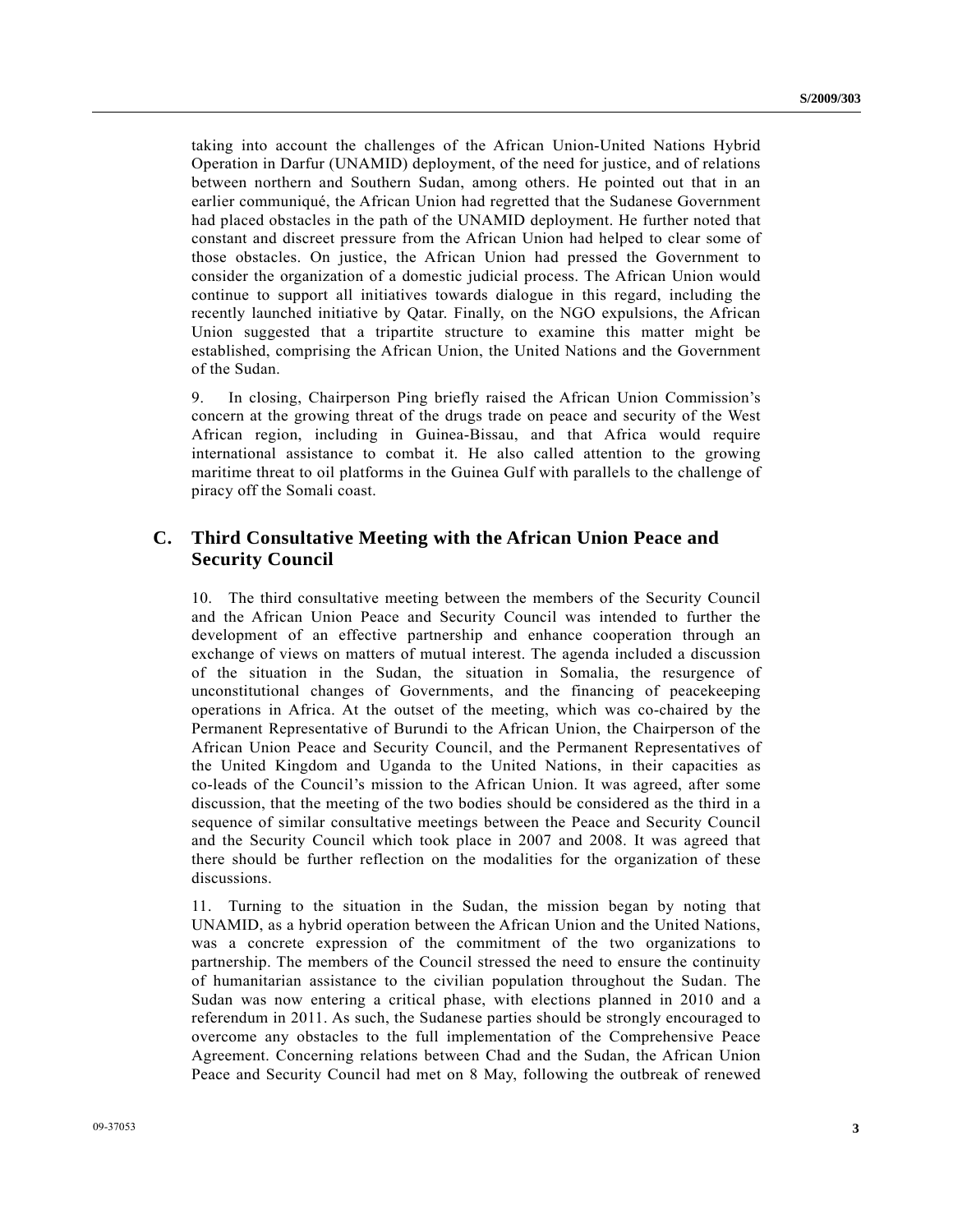taking into account the challenges of the African Union-United Nations Hybrid Operation in Darfur (UNAMID) deployment, of the need for justice, and of relations between northern and Southern Sudan, among others. He pointed out that in an earlier communiqué, the African Union had regretted that the Sudanese Government had placed obstacles in the path of the UNAMID deployment. He further noted that constant and discreet pressure from the African Union had helped to clear some of those obstacles. On justice, the African Union had pressed the Government to consider the organization of a domestic judicial process. The African Union would continue to support all initiatives towards dialogue in this regard, including the recently launched initiative by Qatar. Finally, on the NGO expulsions, the African Union suggested that a tripartite structure to examine this matter might be established, comprising the African Union, the United Nations and the Government of the Sudan.

9. In closing, Chairperson Ping briefly raised the African Union Commission's concern at the growing threat of the drugs trade on peace and security of the West African region, including in Guinea-Bissau, and that Africa would require international assistance to combat it. He also called attention to the growing maritime threat to oil platforms in the Guinea Gulf with parallels to the challenge of piracy off the Somali coast.

## C. Third Consultative Meeting with the African Union Peace and Security Council

10. The third consultative meeting between the members of the Security Council and the African Union Peace and Security Council was intended to further the development of an effective partnership and enhance cooperation through an exchange of views on matters of mutual interest. The agenda included a discussion of the situation in the Sudan, the situation in Somalia, the resurgence of unconstitutional changes of Governments, and the financing of peacekeeping operations in Africa. At the outset of the meeting, which was co-chaired by the Permanent Representative of Burundi to the African Union, the Chairperson of the African Union Peace and Security Council, and the Permanent Representatives of the United Kingdom and Uganda to the United Nations, in their capacities as co-leads of the Council's mission to the African Union. It was agreed, after some discussion, that the meeting of the two bodies should be considered as the third in a sequence of similar consultative meetings between the Peace and Security Council and the Security Council which took place in 2007 and 2008. It was agreed that there should be further reflection on the modalities for the organization of these discussions.

11. Turning to the situation in the Sudan, the mission began by noting that UNAMID, as a hybrid operation between the African Union and the United Nations, was a concrete expression of the commitment of the two organizations to partnership. The members of the Council stressed the need to ensure the continuity of humanitarian assistance to the civilian population throughout the Sudan. The Sudan was now entering a critical phase, with elections planned in 2010 and a referendum in 2011. As such, the Sudanese parties should be strongly encouraged to overcome any obstacles to the full implementation of the Comprehensive Peace Agreement. Concerning relations between Chad and the Sudan, the African Union Peace and Security Council had met on 8 May, following the outbreak of renewed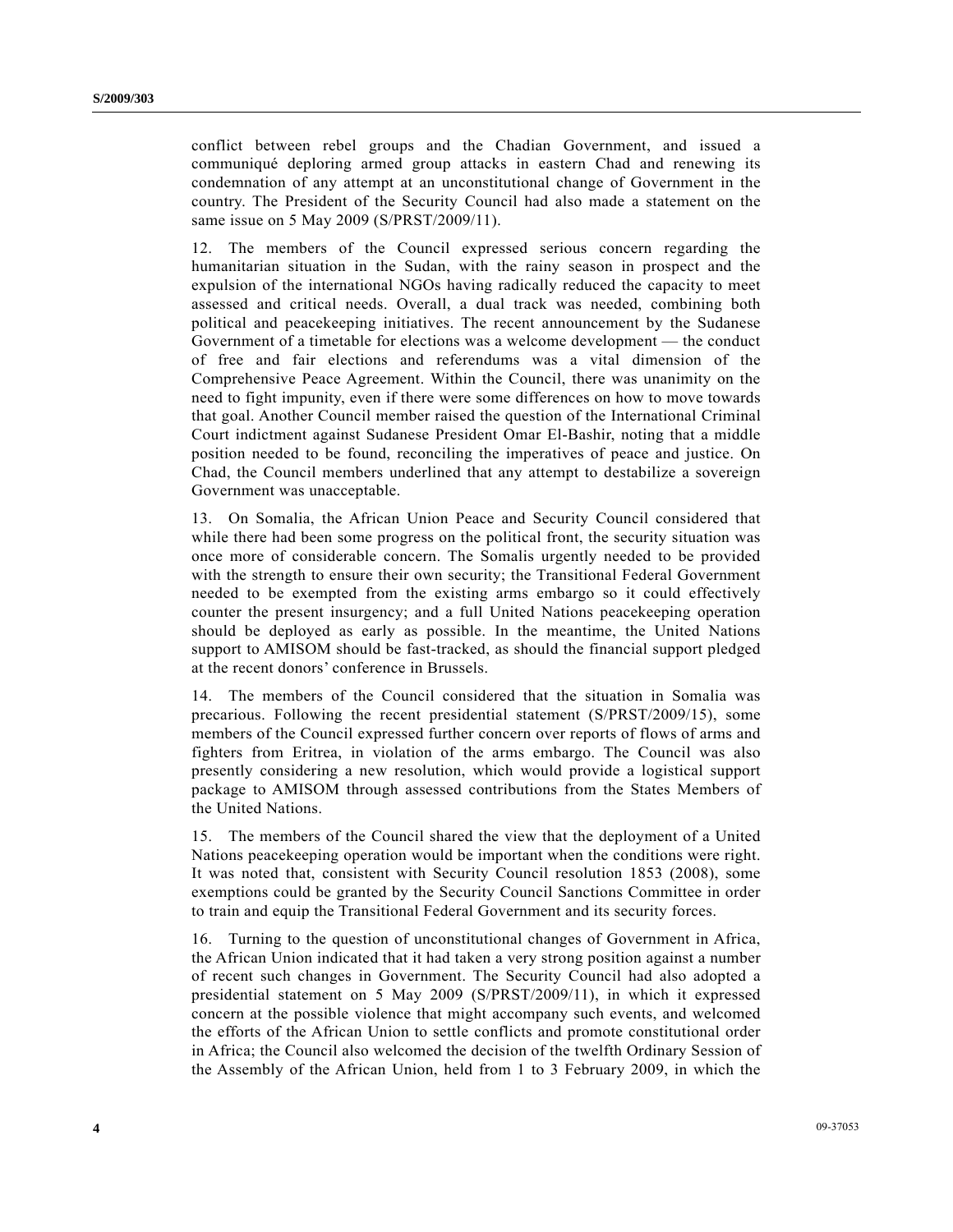conflict between rebel groups and the Chadian Government, and issued a communiqué deploring armed group attacks in eastern Chad and renewing its condemnation of any attempt at an unconstitutional change of Government in the country. The President of the Security Council had also made a statement on the same issue on 5 May 2009 (S/PRST/2009/11).

12. The members of the Council expressed serious concern regarding the humanitarian situation in the Sudan, with the rainy season in prospect and the expulsion of the international NGOs having radically reduced the capacity to meet assessed and critical needs. Overall, a dual track was needed, combining both political and peacekeeping initiatives. The recent announcement by the Sudanese Government of a timetable for elections was a welcome development — the conduct of free and fair elections and referendums was a vital dimension of the Comprehensive Peace Agreement. Within the Council, there was unanimity on the need to fight impunity, even if there were some differences on how to move towards that goal. Another Council member raised the question of the International Criminal Court indictment against Sudanese President Omar El-Bashir, noting that a middle position needed to be found, reconciling the imperatives of peace and justice. On Chad, the Council members underlined that any attempt to destabilize a sovereign Government was unacceptable.

13. On Somalia, the African Union Peace and Security Council considered that while there had been some progress on the political front, the security situation was once more of considerable concern. The Somalis urgently needed to be provided with the strength to ensure their own security; the Transitional Federal Government needed to be exempted from the existing arms embargo so it could effectively counter the present insurgency; and a full United Nations peacekeeping operation should be deployed as early as possible. In the meantime, the United Nations support to AMISOM should be fast-tracked, as should the financial support pledged at the recent donors' conference in Brussels.

14. The members of the Council considered that the situation in Somalia was precarious. Following the recent presidential statement (S/PRST/2009/15), some members of the Council expressed further concern over reports of flows of arms and fighters from Eritrea, in violation of the arms embargo. The Council was also presently considering a new resolution, which would provide a logistical support package to AMISOM through assessed contributions from the States Members of the United Nations.

15. The members of the Council shared the view that the deployment of a United Nations peacekeeping operation would be important when the conditions were right. It was noted that, consistent with Security Council resolution 1853 (2008), some exemptions could be granted by the Security Council Sanctions Committee in order to train and equip the Transitional Federal Government and its security forces.

16. Turning to the question of unconstitutional changes of Government in Africa, the African Union indicated that it had taken a very strong position against a number of recent such changes in Government. The Security Council had also adopted a presidential statement on 5 May 2009 (S/PRST/2009/11), in which it expressed concern at the possible violence that might accompany such events, and welcomed the efforts of the African Union to settle conflicts and promote constitutional order in Africa; the Council also welcomed the decision of the twelfth Ordinary Session of the Assembly of the African Union, held from 1 to 3 February 2009, in which the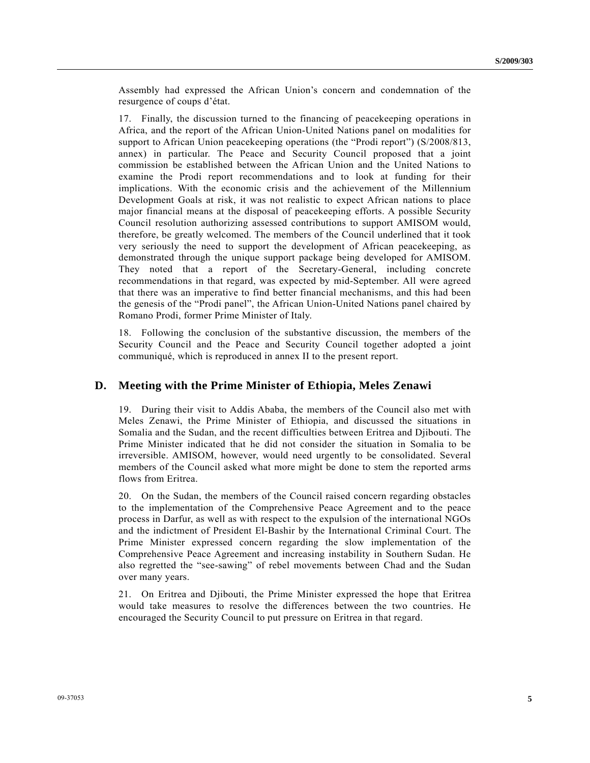Assembly had expressed the African Union's concern and condemnation of the resurgence of coups d'état.

17. Finally, the discussion turned to the financing of peacekeeping operations in Africa, and the report of the African Union-United Nations panel on modalities for support to African Union peacekeeping operations (the "Prodi report") (S/2008/813, annex) in particular. The Peace and Security Council proposed that a joint commission be established between the African Union and the United Nations to examine the Prodi report recommendations and to look at funding for their implications. With the economic crisis and the achievement of the Millennium Development Goals at risk, it was not realistic to expect African nations to place major financial means at the disposal of peacekeeping efforts. A possible Security Council resolution authorizing assessed contributions to support AMISOM would, therefore, be greatly welcomed. The members of the Council underlined that it took very seriously the need to support the development of African peacekeeping, as demonstrated through the unique support package being developed for AMISOM. They noted that a report of the Secretary-General, including concrete recommendations in that regard, was expected by mid-September. All were agreed that there was an imperative to find better financial mechanisms, and this had been the genesis of the "Prodi panel", the African Union-United Nations panel chaired by Romano Prodi, former Prime Minister of Italy.

18. Following the conclusion of the substantive discussion, the members of the Security Council and the Peace and Security Council together adopted a joint communiqué, which is reproduced in annex II to the present report.

## D. Meeting with the Prime Minister of Ethiopia, Meles Zenawi

19. During their visit to Addis Ababa, the members of the Council also met with Meles Zenawi, the Prime Minister of Ethiopia, and discussed the situations in Somalia and the Sudan, and the recent difficulties between Eritrea and Djibouti. The Prime Minister indicated that he did not consider the situation in Somalia to be irreversible. AMISOM, however, would need urgently to be consolidated. Several members of the Council asked what more might be done to stem the reported arms flows from Eritrea.

20. On the Sudan, the members of the Council raised concern regarding obstacles to the implementation of the Comprehensive Peace Agreement and to the peace process in Darfur, as well as with respect to the expulsion of the international NGOs and the indictment of President El-Bashir by the International Criminal Court. The Prime Minister expressed concern regarding the slow implementation of the Comprehensive Peace Agreement and increasing instability in Southern Sudan. He also regretted the "see-sawing" of rebel movements between Chad and the Sudan over many years.

21. On Eritrea and Djibouti, the Prime Minister expressed the hope that Eritrea would take measures to resolve the differences between the two countries. He encouraged the Security Council to put pressure on Eritrea in that regard.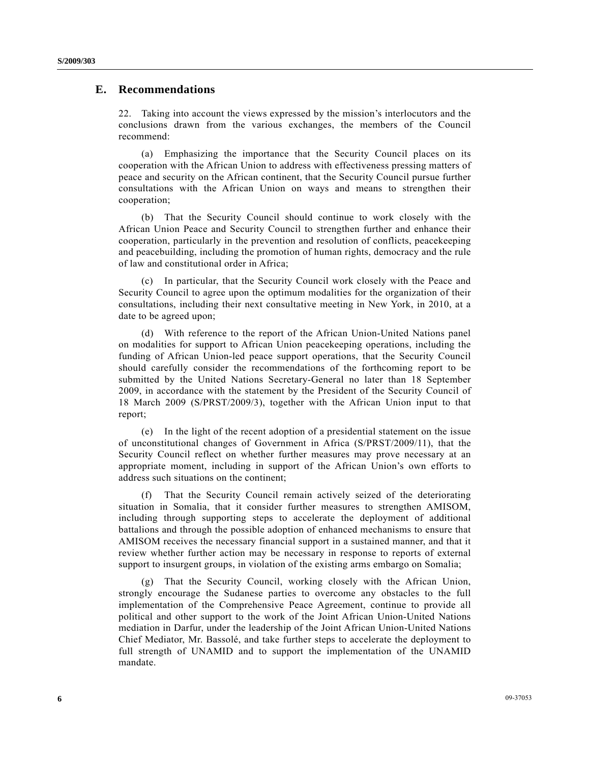## E. Recommendations

22. Taking into account the views expressed by the mission's interlocutors and the conclusions drawn from the various exchanges, the members of the Council recommend:

(a) Emphasizing the importance that the Security Council places on its cooperation with the African Union to address with effectiveness pressing matters of peace and security on the African continent, that the Security Council pursue further consultations with the African Union on ways and means to strengthen their cooperation;

(b) That the Security Council should continue to work closely with the African Union Peace and Security Council to strengthen further and enhance their cooperation, particularly in the prevention and resolution of conflicts, peacekeeping and peacebuilding, including the promotion of human rights, democracy and the rule of law and constitutional order in Africa;

(c) In particular, that the Security Council work closely with the Peace and Security Council to agree upon the optimum modalities for the organization of their consultations, including their next consultative meeting in New York, in 2010, at a date to be agreed upon;

(d) With reference to the report of the African Union-United Nations panel on modalities for support to African Union peacekeeping operations, including the funding of African Union-led peace support operations, that the Security Council should carefully consider the recommendations of the forthcoming report to be submitted by the United Nations Secretary-General no later than 18 September 2009, in accordance with the statement by the President of the Security Council of 18 March 2009 (S/PRST/2009/3), together with the African Union input to that report;

(e) In the light of the recent adoption of a presidential statement on the issue of unconstitutional changes of Government in Africa (S/PRST/2009/11), that the Security Council reflect on whether further measures may prove necessary at an appropriate moment, including in support of the African Union's own efforts to address such situations on the continent;

(f) That the Security Council remain actively seized of the deteriorating situation in Somalia, that it consider further measures to strengthen AMISOM, including through supporting steps to accelerate the deployment of additional battalions and through the possible adoption of enhanced mechanisms to ensure that AMISOM receives the necessary financial support in a sustained manner, and that it review whether further action may be necessary in response to reports of external support to insurgent groups, in violation of the existing arms embargo on Somalia;

(g) That the Security Council, working closely with the African Union, strongly encourage the Sudanese parties to overcome any obstacles to the full implementation of the Comprehensive Peace Agreement, continue to provide all political and other support to the work of the Joint African Union-United Nations mediation in Darfur, under the leadership of the Joint African Union-United Nations Chief Mediator, Mr. Bassolé, and take further steps to accelerate the deployment to full strength of UNAMID and to support the implementation of the UNAMID mandate.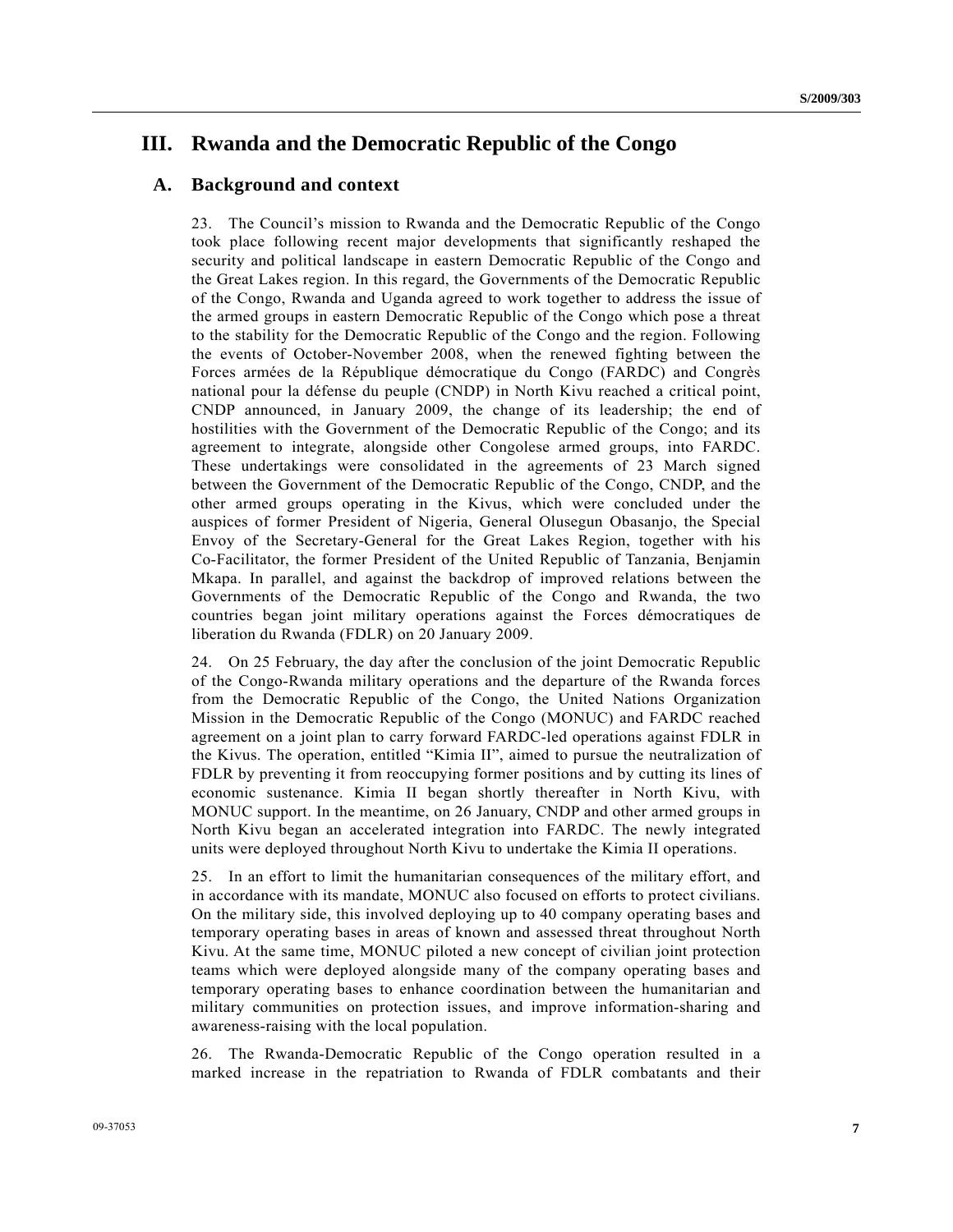# III. Rwanda and the Democratic Republic of the Congo

## A. Background and context

23. The Council's mission to Rwanda and the Democratic Republic of the Congo took place following recent major developments that significantly reshaped the security and political landscape in eastern Democratic Republic of the Congo and the Great Lakes region. In this regard, the Governments of the Democratic Republic of the Congo, Rwanda and Uganda agreed to work together to address the issue of the armed groups in eastern Democratic Republic of the Congo which pose a threat to the stability for the Democratic Republic of the Congo and the region. Following the events of October-November 2008, when the renewed fighting between the Forces armées de la République démocratique du Congo (FARDC) and Congrès national pour la défense du peuple (CNDP) in North Kivu reached a critical point, CNDP announced, in January 2009, the change of its leadership; the end of hostilities with the Government of the Democratic Republic of the Congo; and its agreement to integrate, alongside other Congolese armed groups, into FARDC. These undertakings were consolidated in the agreements of 23 March signed between the Government of the Democratic Republic of the Congo, CNDP, and the other armed groups operating in the Kivus, which were concluded under the auspices of former President of Nigeria, General Olusegun Obasanjo, the Special Envoy of the Secretary-General for the Great Lakes Region, together with his Co-Facilitator, the former President of the United Republic of Tanzania, Benjamin Mkapa. In parallel, and against the backdrop of improved relations between the Governments of the Democratic Republic of the Congo and Rwanda, the two countries began joint military operations against the Forces démocratiques de liberation du Rwanda (FDLR) on 20 January 2009.

24. On 25 February, the day after the conclusion of the joint Democratic Republic of the Congo-Rwanda military operations and the departure of the Rwanda forces from the Democratic Republic of the Congo, the United Nations Organization Mission in the Democratic Republic of the Congo (MONUC) and FARDC reached agreement on a joint plan to carry forward FARDC-led operations against FDLR in the Kivus. The operation, entitled "Kimia II", aimed to pursue the neutralization of FDLR by preventing it from reoccupying former positions and by cutting its lines of economic sustenance. Kimia II began shortly thereafter in North Kivu, with MONUC support. In the meantime, on 26 January, CNDP and other armed groups in North Kivu began an accelerated integration into FARDC. The newly integrated units were deployed throughout North Kivu to undertake the Kimia II operations.

25. In an effort to limit the humanitarian consequences of the military effort, and in accordance with its mandate, MONUC also focused on efforts to protect civilians. On the military side, this involved deploying up to 40 company operating bases and temporary operating bases in areas of known and assessed threat throughout North Kivu. At the same time, MONUC piloted a new concept of civilian joint protection teams which were deployed alongside many of the company operating bases and temporary operating bases to enhance coordination between the humanitarian and military communities on protection issues, and improve information-sharing and awareness-raising with the local population.

26. The Rwanda-Democratic Republic of the Congo operation resulted in a marked increase in the repatriation to Rwanda of FDLR combatants and their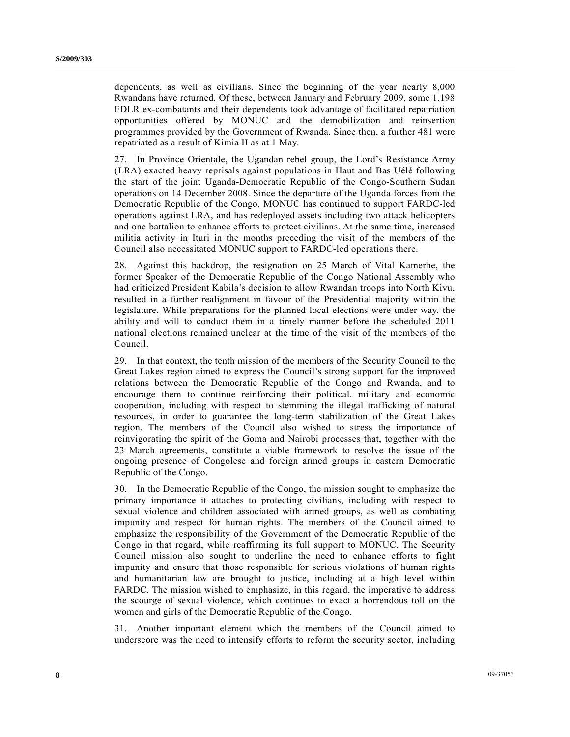dependents, as well as civilians. Since the beginning of the year nearly 8,000 Rwandans have returned. Of these, between January and February 2009, some 1,198 FDLR ex-combatants and their dependents took advantage of facilitated repatriation opportunities offered by MONUC and the demobilization and reinsertion programmes provided by the Government of Rwanda. Since then, a further 481 were repatriated as a result of Kimia II as at 1 May.

27. In Province Orientale, the Ugandan rebel group, the Lord's Resistance Army (LRA) exacted heavy reprisals against populations in Haut and Bas Uélé following the start of the joint Uganda-Democratic Republic of the Congo-Southern Sudan operations on 14 December 2008. Since the departure of the Uganda forces from the Democratic Republic of the Congo, MONUC has continued to support FARDC-led operations against LRA, and has redeployed assets including two attack helicopters and one battalion to enhance efforts to protect civilians. At the same time, increased militia activity in Ituri in the months preceding the visit of the members of the Council also necessitated MONUC support to FARDC-led operations there.

28. Against this backdrop, the resignation on 25 March of Vital Kamerhe, the former Speaker of the Democratic Republic of the Congo National Assembly who had criticized President Kabila's decision to allow Rwandan troops into North Kivu, resulted in a further realignment in favour of the Presidential majority within the legislature. While preparations for the planned local elections were under way, the ability and will to conduct them in a timely manner before the scheduled 2011 national elections remained unclear at the time of the visit of the members of the Council.

29. In that context, the tenth mission of the members of the Security Council to the Great Lakes region aimed to express the Council's strong support for the improved relations between the Democratic Republic of the Congo and Rwanda, and to encourage them to continue reinforcing their political, military and economic cooperation, including with respect to stemming the illegal trafficking of natural resources, in order to guarantee the long-term stabilization of the Great Lakes region. The members of the Council also wished to stress the importance of reinvigorating the spirit of the Goma and Nairobi processes that, together with the 23 March agreements, constitute a viable framework to resolve the issue of the ongoing presence of Congolese and foreign armed groups in eastern Democratic Republic of the Congo.

30. In the Democratic Republic of the Congo, the mission sought to emphasize the primary importance it attaches to protecting civilians, including with respect to sexual violence and children associated with armed groups, as well as combating impunity and respect for human rights. The members of the Council aimed to emphasize the responsibility of the Government of the Democratic Republic of the Congo in that regard, while reaffirming its full support to MONUC. The Security Council mission also sought to underline the need to enhance efforts to fight impunity and ensure that those responsible for serious violations of human rights and humanitarian law are brought to justice, including at a high level within FARDC. The mission wished to emphasize, in this regard, the imperative to address the scourge of sexual violence, which continues to exact a horrendous toll on the women and girls of the Democratic Republic of the Congo.

31. Another important element which the members of the Council aimed to underscore was the need to intensify efforts to reform the security sector, including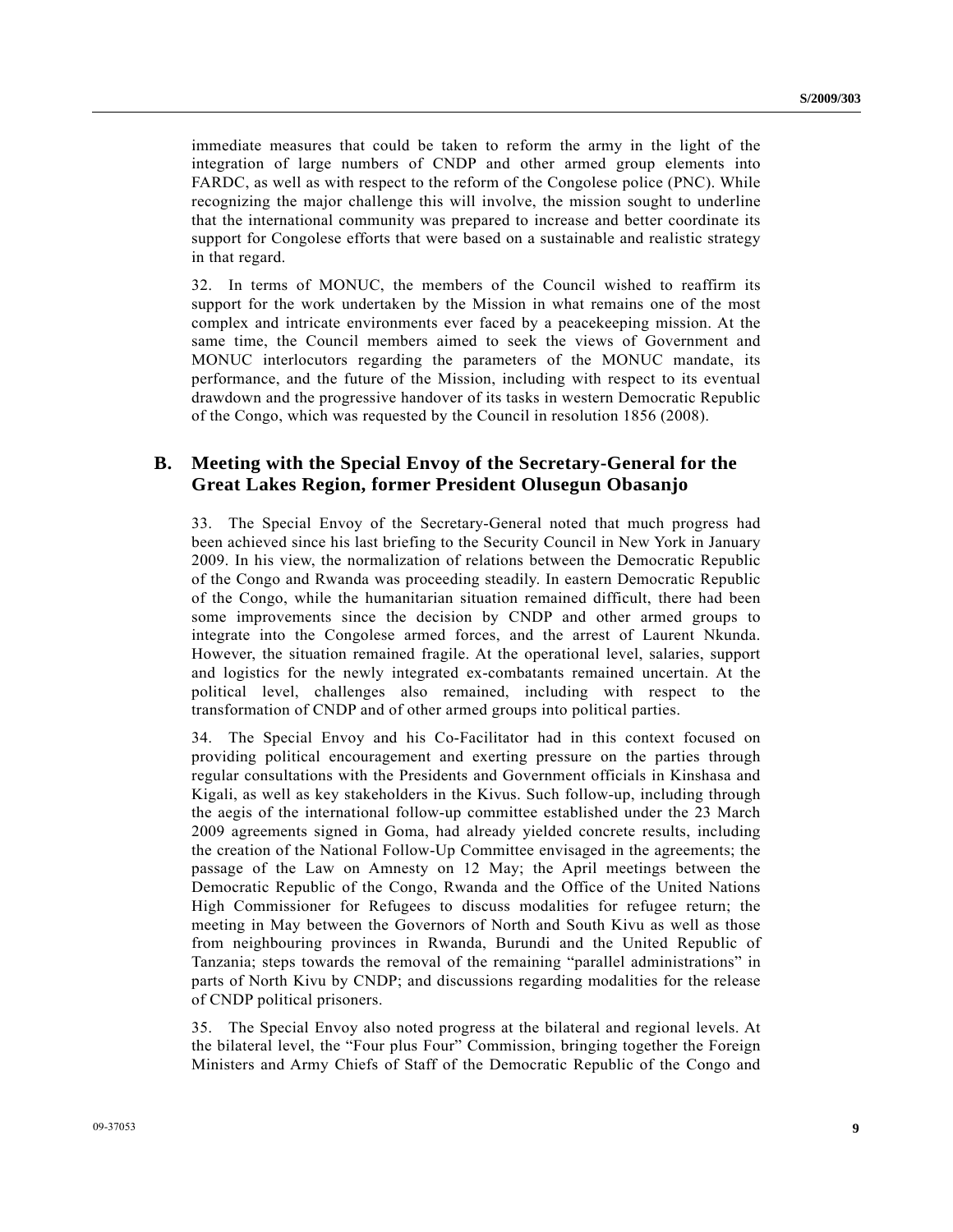immediate measures that could be taken to reform the army in the light of the integration of large numbers of CNDP and other armed group elements into FARDC, as well as with respect to the reform of the Congolese police (PNC). While recognizing the major challenge this will involve, the mission sought to underline that the international community was prepared to increase and better coordinate its support for Congolese efforts that were based on a sustainable and realistic strategy in that regard.

32. In terms of MONUC, the members of the Council wished to reaffirm its support for the work undertaken by the Mission in what remains one of the most complex and intricate environments ever faced by a peacekeeping mission. At the same time, the Council members aimed to seek the views of Government and MONUC interlocutors regarding the parameters of the MONUC mandate, its performance, and the future of the Mission, including with respect to its eventual drawdown and the progressive handover of its tasks in western Democratic Republic of the Congo, which was requested by the Council in resolution 1856 (2008).

## B. Meeting with the Special Envoy of the Secretary-General for the Great Lakes Region, former President Olusegun Obasanjo

33. The Special Envoy of the Secretary-General noted that much progress had been achieved since his last briefing to the Security Council in New York in January 2009. In his view, the normalization of relations between the Democratic Republic of the Congo and Rwanda was proceeding steadily. In eastern Democratic Republic of the Congo, while the humanitarian situation remained difficult, there had been some improvements since the decision by CNDP and other armed groups to integrate into the Congolese armed forces, and the arrest of Laurent Nkunda. However, the situation remained fragile. At the operational level, salaries, support and logistics for the newly integrated ex-combatants remained uncertain. At the political level, challenges also remained, including with respect to the transformation of CNDP and of other armed groups into political parties.

34. The Special Envoy and his Co-Facilitator had in this context focused on providing political encouragement and exerting pressure on the parties through regular consultations with the Presidents and Government officials in Kinshasa and Kigali, as well as key stakeholders in the Kivus. Such follow-up, including through the aegis of the international follow-up committee established under the 23 March 2009 agreements signed in Goma, had already yielded concrete results, including the creation of the National Follow-Up Committee envisaged in the agreements; the passage of the Law on Amnesty on 12 May; the April meetings between the Democratic Republic of the Congo, Rwanda and the Office of the United Nations High Commissioner for Refugees to discuss modalities for refugee return; the meeting in May between the Governors of North and South Kivu as well as those from neighbouring provinces in Rwanda, Burundi and the United Republic of Tanzania; steps towards the removal of the remaining "parallel administrations" in parts of North Kivu by CNDP; and discussions regarding modalities for the release of CNDP political prisoners.

35. The Special Envoy also noted progress at the bilateral and regional levels. At the bilateral level, the "Four plus Four" Commission, bringing together the Foreign Ministers and Army Chiefs of Staff of the Democratic Republic of the Congo and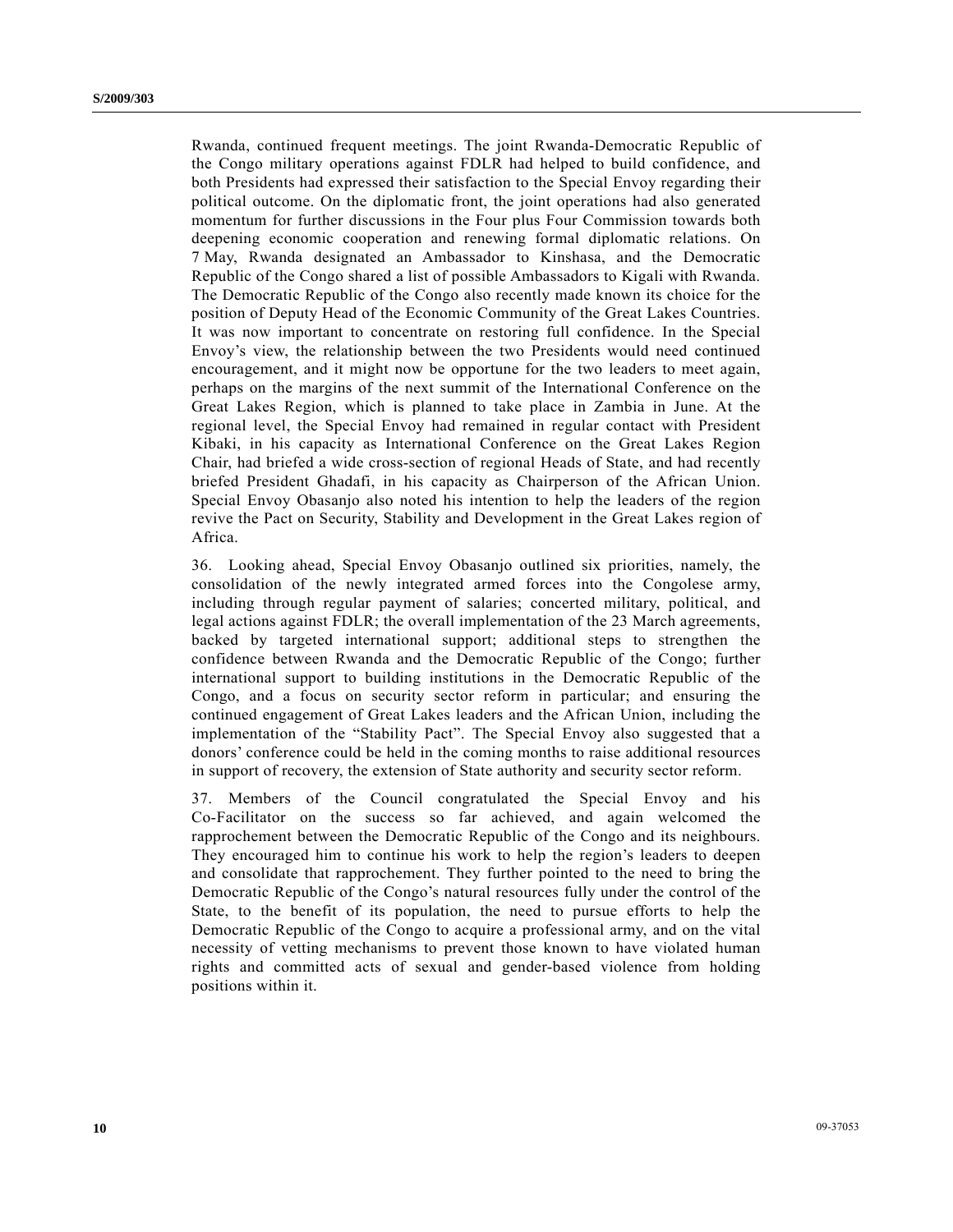Rwanda, continued frequent meetings. The joint Rwanda-Democratic Republic of the Congo military operations against FDLR had helped to build confidence, and both Presidents had expressed their satisfaction to the Special Envoy regarding their political outcome. On the diplomatic front, the joint operations had also generated momentum for further discussions in the Four plus Four Commission towards both deepening economic cooperation and renewing formal diplomatic relations. On 7 May, Rwanda designated an Ambassador to Kinshasa, and the Democratic Republic of the Congo shared a list of possible Ambassadors to Kigali with Rwanda. The Democratic Republic of the Congo also recently made known its choice for the position of Deputy Head of the Economic Community of the Great Lakes Countries. It was now important to concentrate on restoring full confidence. In the Special Envoy's view, the relationship between the two Presidents would need continued encouragement, and it might now be opportune for the two leaders to meet again, perhaps on the margins of the next summit of the International Conference on the Great Lakes Region, which is planned to take place in Zambia in June. At the regional level, the Special Envoy had remained in regular contact with President Kibaki, in his capacity as International Conference on the Great Lakes Region Chair, had briefed a wide cross-section of regional Heads of State, and had recently briefed President Ghadafi, in his capacity as Chairperson of the African Union. Special Envoy Obasanjo also noted his intention to help the leaders of the region revive the Pact on Security, Stability and Development in the Great Lakes region of Africa.

36. Looking ahead, Special Envoy Obasanjo outlined six priorities, namely, the consolidation of the newly integrated armed forces into the Congolese army, including through regular payment of salaries; concerted military, political, and legal actions against FDLR; the overall implementation of the 23 March agreements, backed by targeted international support; additional steps to strengthen the confidence between Rwanda and the Democratic Republic of the Congo; further international support to building institutions in the Democratic Republic of the Congo, and a focus on security sector reform in particular; and ensuring the continued engagement of Great Lakes leaders and the African Union, including the implementation of the "Stability Pact". The Special Envoy also suggested that a donors' conference could be held in the coming months to raise additional resources in support of recovery, the extension of State authority and security sector reform.

37. Members of the Council congratulated the Special Envoy and his Co-Facilitator on the success so far achieved, and again welcomed the rapprochement between the Democratic Republic of the Congo and its neighbours. They encouraged him to continue his work to help the region's leaders to deepen and consolidate that rapprochement. They further pointed to the need to bring the Democratic Republic of the Congo's natural resources fully under the control of the State, to the benefit of its population, the need to pursue efforts to help the Democratic Republic of the Congo to acquire a professional army, and on the vital necessity of vetting mechanisms to prevent those known to have violated human rights and committed acts of sexual and gender-based violence from holding positions within it.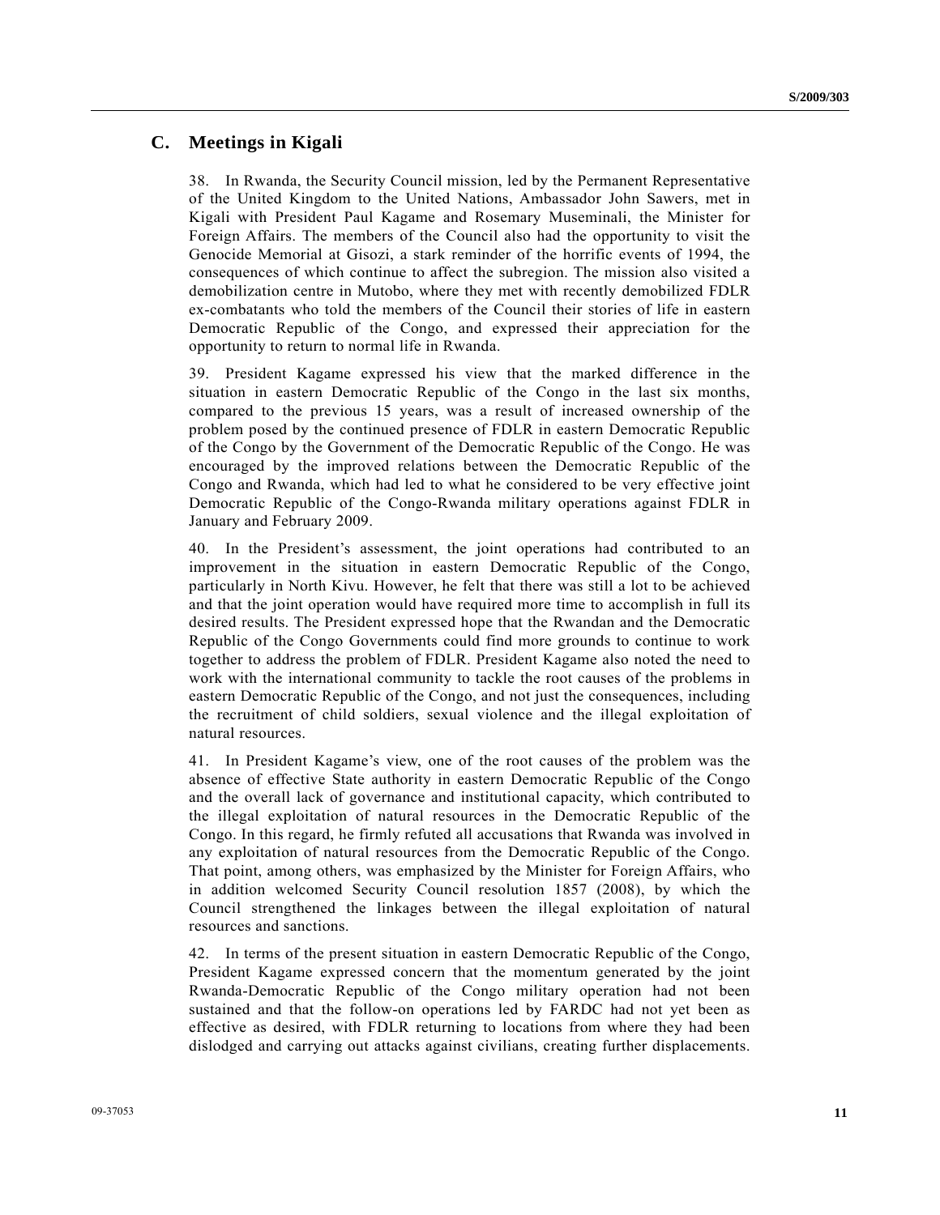## C. Meetings in Kigali

38. In Rwanda, the Security Council mission, led by the Permanent Representative of the United Kingdom to the United Nations, Ambassador John Sawers, met in Kigali with President Paul Kagame and Rosemary Museminali, the Minister for Foreign Affairs. The members of the Council also had the opportunity to visit the Genocide Memorial at Gisozi, a stark reminder of the horrific events of 1994, the consequences of which continue to affect the subregion. The mission also visited a demobilization centre in Mutobo, where they met with recently demobilized FDLR ex-combatants who told the members of the Council their stories of life in eastern Democratic Republic of the Congo, and expressed their appreciation for the opportunity to return to normal life in Rwanda.

39. President Kagame expressed his view that the marked difference in the situation in eastern Democratic Republic of the Congo in the last six months, compared to the previous 15 years, was a result of increased ownership of the problem posed by the continued presence of FDLR in eastern Democratic Republic of the Congo by the Government of the Democratic Republic of the Congo. He was encouraged by the improved relations between the Democratic Republic of the Congo and Rwanda, which had led to what he considered to be very effective joint Democratic Republic of the Congo-Rwanda military operations against FDLR in January and February 2009.

40. In the President's assessment, the joint operations had contributed to an improvement in the situation in eastern Democratic Republic of the Congo, particularly in North Kivu. However, he felt that there was still a lot to be achieved and that the joint operation would have required more time to accomplish in full its desired results. The President expressed hope that the Rwandan and the Democratic Republic of the Congo Governments could find more grounds to continue to work together to address the problem of FDLR. President Kagame also noted the need to work with the international community to tackle the root causes of the problems in eastern Democratic Republic of the Congo, and not just the consequences, including the recruitment of child soldiers, sexual violence and the illegal exploitation of natural resources.

41. In President Kagame's view, one of the root causes of the problem was the absence of effective State authority in eastern Democratic Republic of the Congo and the overall lack of governance and institutional capacity, which contributed to the illegal exploitation of natural resources in the Democratic Republic of the Congo. In this regard, he firmly refuted all accusations that Rwanda was involved in any exploitation of natural resources from the Democratic Republic of the Congo. That point, among others, was emphasized by the Minister for Foreign Affairs, who in addition welcomed Security Council resolution 1857 (2008), by which the Council strengthened the linkages between the illegal exploitation of natural resources and sanctions.

42. In terms of the present situation in eastern Democratic Republic of the Congo, President Kagame expressed concern that the momentum generated by the joint Rwanda-Democratic Republic of the Congo military operation had not been sustained and that the follow-on operations led by FARDC had not yet been as effective as desired, with FDLR returning to locations from where they had been dislodged and carrying out attacks against civilians, creating further displacements.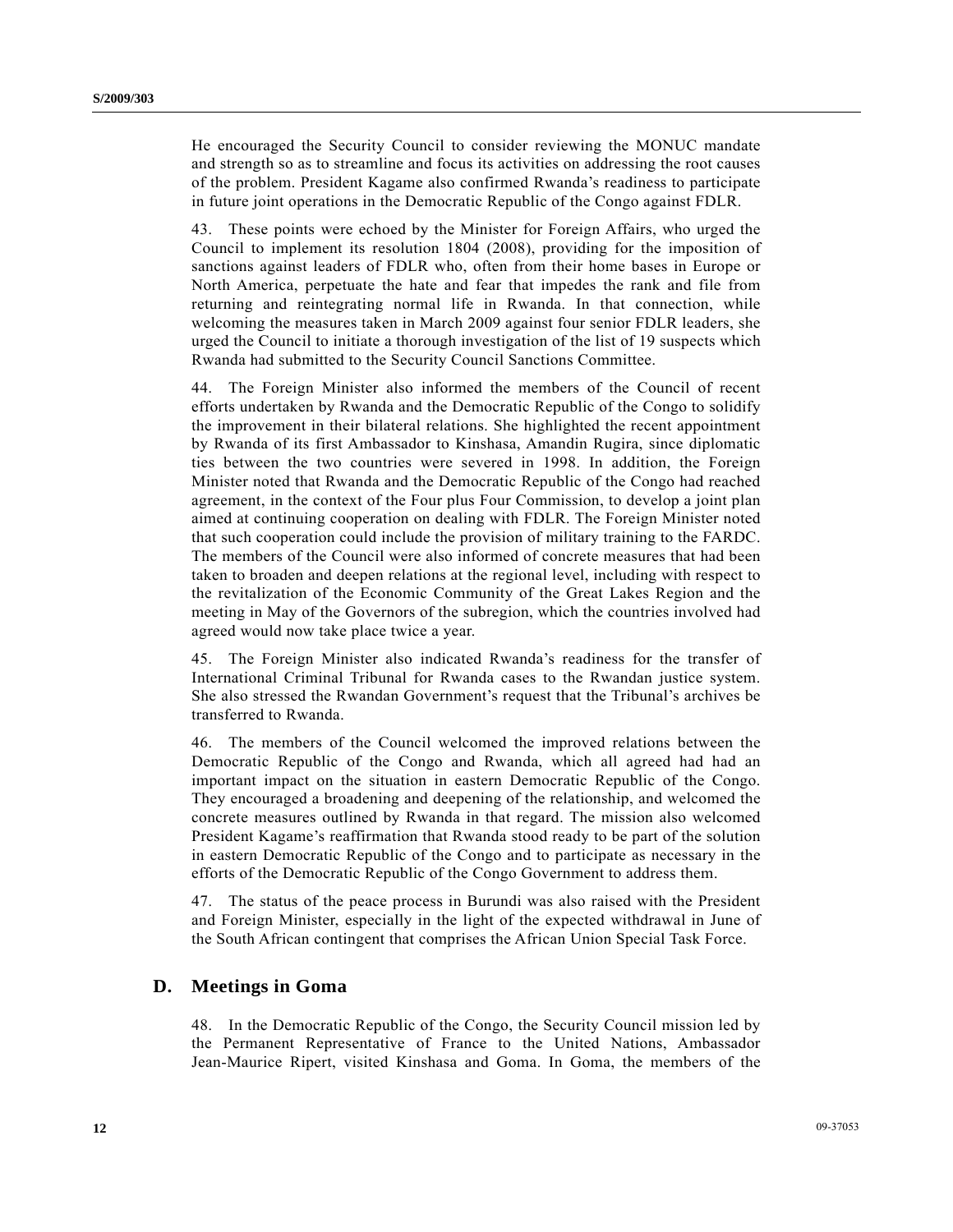He encouraged the Security Council to consider reviewing the MONUC mandate and strength so as to streamline and focus its activities on addressing the root causes of the problem. President Kagame also confirmed Rwanda's readiness to participate in future joint operations in the Democratic Republic of the Congo against FDLR.

43. These points were echoed by the Minister for Foreign Affairs, who urged the Council to implement its resolution 1804 (2008), providing for the imposition of sanctions against leaders of FDLR who, often from their home bases in Europe or North America, perpetuate the hate and fear that impedes the rank and file from returning and reintegrating normal life in Rwanda. In that connection, while welcoming the measures taken in March 2009 against four senior FDLR leaders, she urged the Council to initiate a thorough investigation of the list of 19 suspects which Rwanda had submitted to the Security Council Sanctions Committee.

44. The Foreign Minister also informed the members of the Council of recent efforts undertaken by Rwanda and the Democratic Republic of the Congo to solidify the improvement in their bilateral relations. She highlighted the recent appointment by Rwanda of its first Ambassador to Kinshasa, Amandin Rugira, since diplomatic ties between the two countries were severed in 1998. In addition, the Foreign Minister noted that Rwanda and the Democratic Republic of the Congo had reached agreement, in the context of the Four plus Four Commission, to develop a joint plan aimed at continuing cooperation on dealing with FDLR. The Foreign Minister noted that such cooperation could include the provision of military training to the FARDC. The members of the Council were also informed of concrete measures that had been taken to broaden and deepen relations at the regional level, including with respect to the revitalization of the Economic Community of the Great Lakes Region and the meeting in May of the Governors of the subregion, which the countries involved had agreed would now take place twice a year.

45. The Foreign Minister also indicated Rwanda's readiness for the transfer of International Criminal Tribunal for Rwanda cases to the Rwandan justice system. She also stressed the Rwandan Government's request that the Tribunal's archives be transferred to Rwanda.

46. The members of the Council welcomed the improved relations between the Democratic Republic of the Congo and Rwanda, which all agreed had had an important impact on the situation in eastern Democratic Republic of the Congo. They encouraged a broadening and deepening of the relationship, and welcomed the concrete measures outlined by Rwanda in that regard. The mission also welcomed President Kagame's reaffirmation that Rwanda stood ready to be part of the solution in eastern Democratic Republic of the Congo and to participate as necessary in the efforts of the Democratic Republic of the Congo Government to address them.

47. The status of the peace process in Burundi was also raised with the President and Foreign Minister, especially in the light of the expected withdrawal in June of the South African contingent that comprises the African Union Special Task Force.

## D. Meetings in Goma

48. In the Democratic Republic of the Congo, the Security Council mission led by the Permanent Representative of France to the United Nations, Ambassador Jean-Maurice Ripert, visited Kinshasa and Goma. In Goma, the members of the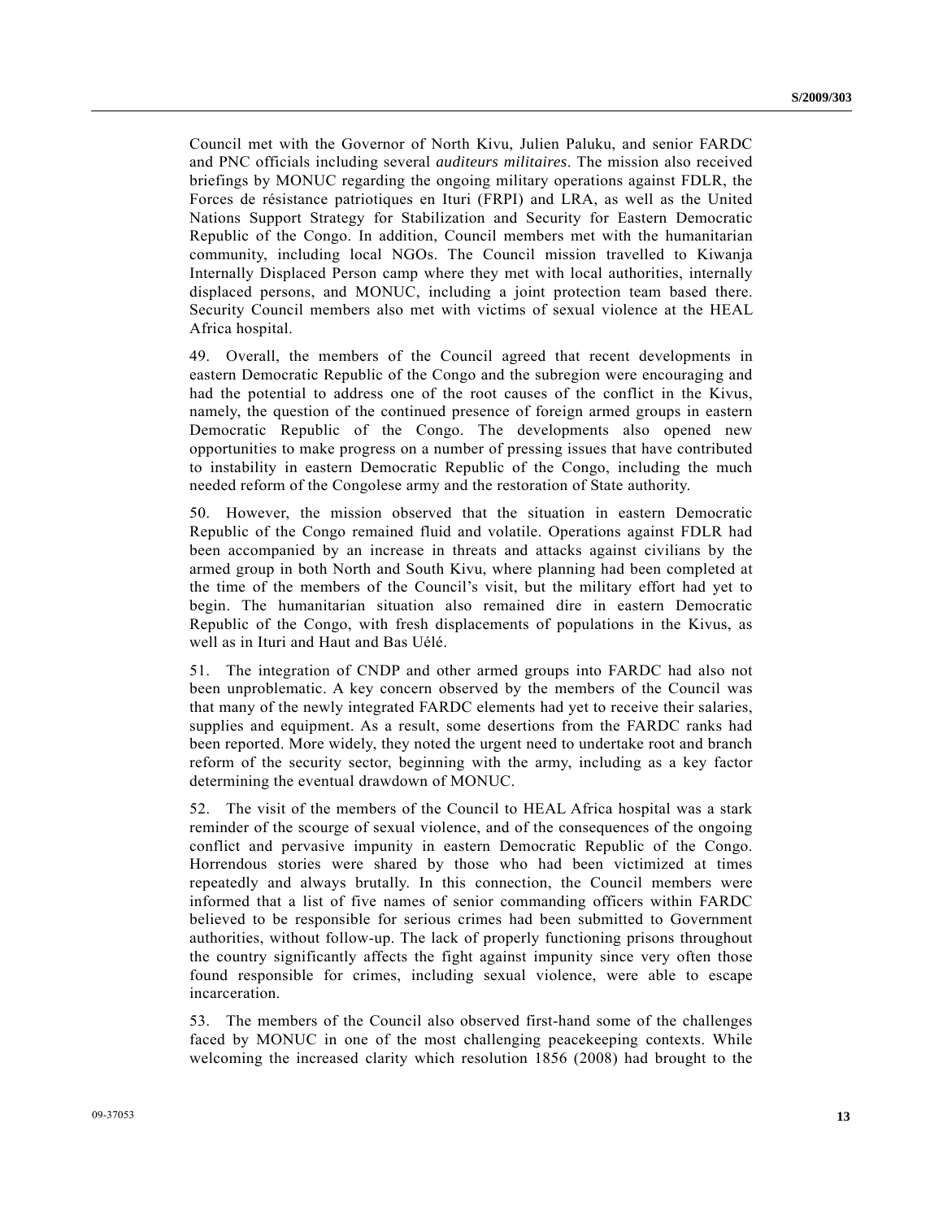Council met with the Governor of North Kivu, Julien Paluku, and senior FARDC and PNC officials including several *auditeurs militaires*. The mission also received briefings by MONUC regarding the ongoing military operations against FDLR, the Forces de résistance patriotiques en Ituri (FRPI) and LRA, as well as the United Nations Support Strategy for Stabilization and Security for Eastern Democratic Republic of the Congo. In addition, Council members met with the humanitarian community, including local NGOs. The Council mission travelled to Kiwanja Internally Displaced Person camp where they met with local authorities, internally displaced persons, and MONUC, including a joint protection team based there. Security Council members also met with victims of sexual violence at the HEAL Africa hospital.

49. Overall, the members of the Council agreed that recent developments in eastern Democratic Republic of the Congo and the subregion were encouraging and had the potential to address one of the root causes of the conflict in the Kivus, namely, the question of the continued presence of foreign armed groups in eastern Democratic Republic of the Congo. The developments also opened new opportunities to make progress on a number of pressing issues that have contributed to instability in eastern Democratic Republic of the Congo, including the much needed reform of the Congolese army and the restoration of State authority.

50. However, the mission observed that the situation in eastern Democratic Republic of the Congo remained fluid and volatile. Operations against FDLR had been accompanied by an increase in threats and attacks against civilians by the armed group in both North and South Kivu, where planning had been completed at the time of the members of the Council's visit, but the military effort had yet to begin. The humanitarian situation also remained dire in eastern Democratic Republic of the Congo, with fresh displacements of populations in the Kivus, as well as in Ituri and Haut and Bas Uélé.

51. The integration of CNDP and other armed groups into FARDC had also not been unproblematic. A key concern observed by the members of the Council was that many of the newly integrated FARDC elements had yet to receive their salaries, supplies and equipment. As a result, some desertions from the FARDC ranks had been reported. More widely, they noted the urgent need to undertake root and branch reform of the security sector, beginning with the army, including as a key factor determining the eventual drawdown of MONUC.

52. The visit of the members of the Council to HEAL Africa hospital was a stark reminder of the scourge of sexual violence, and of the consequences of the ongoing conflict and pervasive impunity in eastern Democratic Republic of the Congo. Horrendous stories were shared by those who had been victimized at times repeatedly and always brutally. In this connection, the Council members were informed that a list of five names of senior commanding officers within FARDC believed to be responsible for serious crimes had been submitted to Government authorities, without follow-up. The lack of properly functioning prisons throughout the country significantly affects the fight against impunity since very often those found responsible for crimes, including sexual violence, were able to escape incarceration.

53. The members of the Council also observed first-hand some of the challenges faced by MONUC in one of the most challenging peacekeeping contexts. While welcoming the increased clarity which resolution 1856 (2008) had brought to the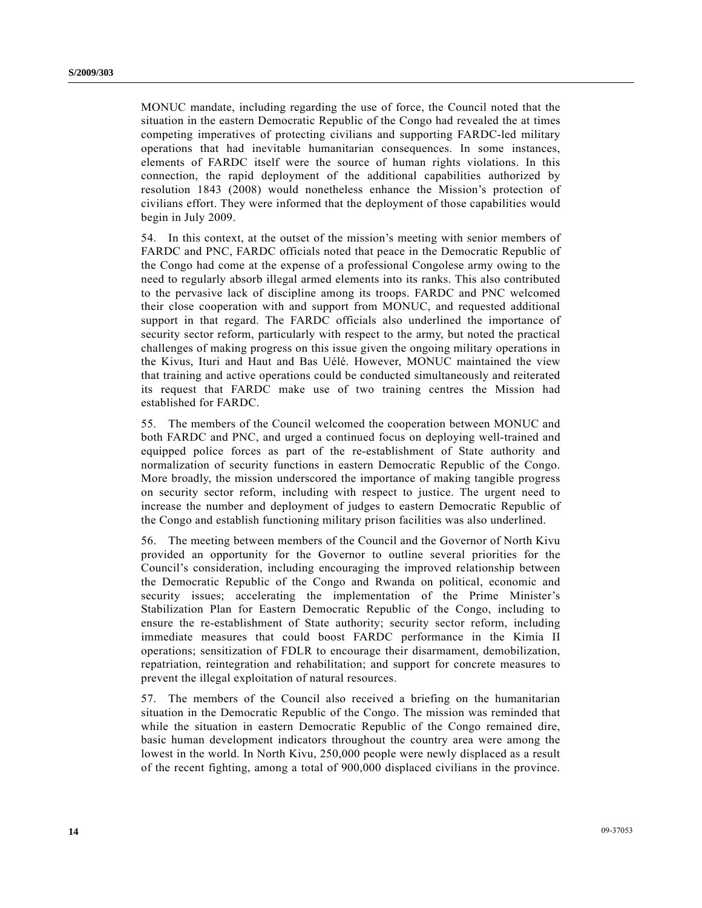MONUC mandate, including regarding the use of force, the Council noted that the situation in the eastern Democratic Republic of the Congo had revealed the at times competing imperatives of protecting civilians and supporting FARDC-led military operations that had inevitable humanitarian consequences. In some instances, elements of FARDC itself were the source of human rights violations. In this connection, the rapid deployment of the additional capabilities authorized by resolution 1843 (2008) would nonetheless enhance the Mission's protection of civilians effort. They were informed that the deployment of those capabilities would begin in July 2009.

54. In this context, at the outset of the mission's meeting with senior members of FARDC and PNC, FARDC officials noted that peace in the Democratic Republic of the Congo had come at the expense of a professional Congolese army owing to the need to regularly absorb illegal armed elements into its ranks. This also contributed to the pervasive lack of discipline among its troops. FARDC and PNC welcomed their close cooperation with and support from MONUC, and requested additional support in that regard. The FARDC officials also underlined the importance of security sector reform, particularly with respect to the army, but noted the practical challenges of making progress on this issue given the ongoing military operations in the Kivus, Ituri and Haut and Bas Uélé. However, MONUC maintained the view that training and active operations could be conducted simultaneously and reiterated its request that FARDC make use of two training centres the Mission had established for FARDC.

55. The members of the Council welcomed the cooperation between MONUC and both FARDC and PNC, and urged a continued focus on deploying well-trained and equipped police forces as part of the re-establishment of State authority and normalization of security functions in eastern Democratic Republic of the Congo. More broadly, the mission underscored the importance of making tangible progress on security sector reform, including with respect to justice. The urgent need to increase the number and deployment of judges to eastern Democratic Republic of the Congo and establish functioning military prison facilities was also underlined.

56. The meeting between members of the Council and the Governor of North Kivu provided an opportunity for the Governor to outline several priorities for the Council's consideration, including encouraging the improved relationship between the Democratic Republic of the Congo and Rwanda on political, economic and security issues; accelerating the implementation of the Prime Minister's Stabilization Plan for Eastern Democratic Republic of the Congo, including to ensure the re-establishment of State authority; security sector reform, including immediate measures that could boost FARDC performance in the Kimia II operations; sensitization of FDLR to encourage their disarmament, demobilization, repatriation, reintegration and rehabilitation; and support for concrete measures to prevent the illegal exploitation of natural resources.

57. The members of the Council also received a briefing on the humanitarian situation in the Democratic Republic of the Congo. The mission was reminded that while the situation in eastern Democratic Republic of the Congo remained dire, basic human development indicators throughout the country area were among the lowest in the world. In North Kivu, 250,000 people were newly displaced as a result of the recent fighting, among a total of 900,000 displaced civilians in the province.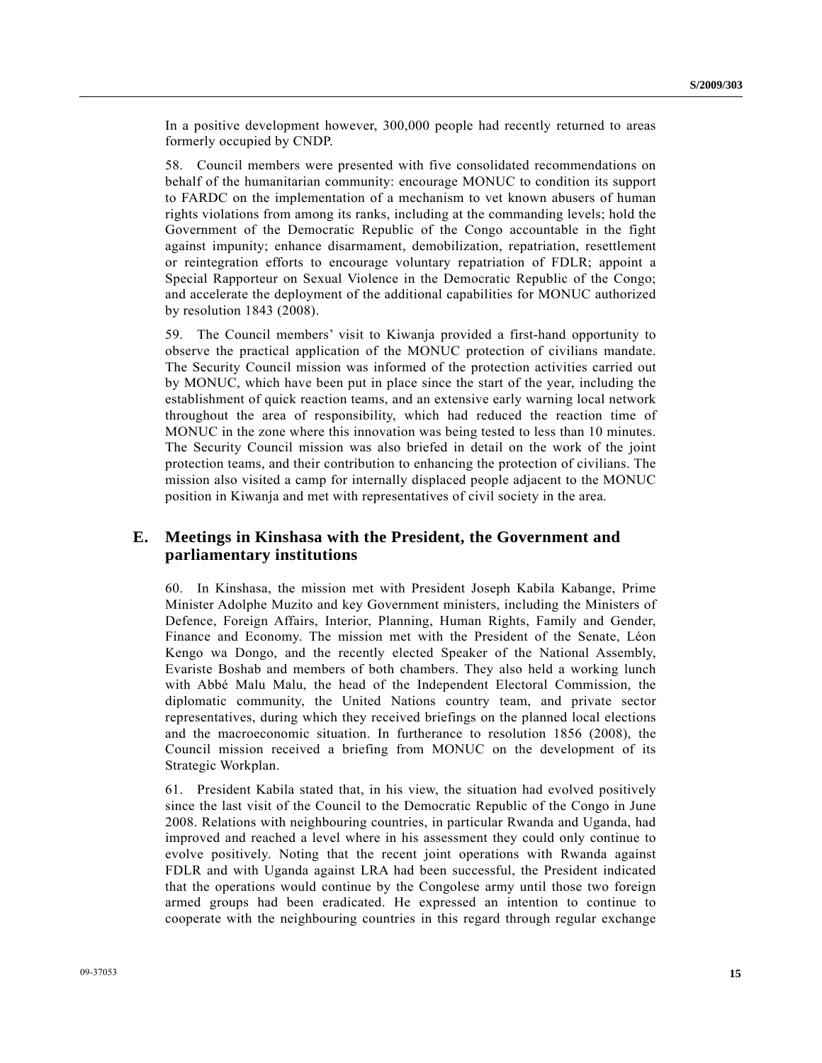In a positive development however, 300,000 people had recently returned to areas formerly occupied by CNDP.

58. Council members were presented with five consolidated recommendations on behalf of the humanitarian community: encourage MONUC to condition its support to FARDC on the implementation of a mechanism to vet known abusers of human rights violations from among its ranks, including at the commanding levels; hold the Government of the Democratic Republic of the Congo accountable in the fight against impunity; enhance disarmament, demobilization, repatriation, resettlement or reintegration efforts to encourage voluntary repatriation of FDLR; appoint a Special Rapporteur on Sexual Violence in the Democratic Republic of the Congo; and accelerate the deployment of the additional capabilities for MONUC authorized by resolution 1843 (2008).

59. The Council members' visit to Kiwanja provided a first-hand opportunity to observe the practical application of the MONUC protection of civilians mandate. The Security Council mission was informed of the protection activities carried out by MONUC, which have been put in place since the start of the year, including the establishment of quick reaction teams, and an extensive early warning local network throughout the area of responsibility, which had reduced the reaction time of MONUC in the zone where this innovation was being tested to less than 10 minutes. The Security Council mission was also briefed in detail on the work of the joint protection teams, and their contribution to enhancing the protection of civilians. The mission also visited a camp for internally displaced people adjacent to the MONUC position in Kiwanja and met with representatives of civil society in the area.

## E. Meetings in Kinshasa with the President, the Government and parliamentary institutions

60. In Kinshasa, the mission met with President Joseph Kabila Kabange, Prime Minister Adolphe Muzito and key Government ministers, including the Ministers of Defence, Foreign Affairs, Interior, Planning, Human Rights, Family and Gender, Finance and Economy. The mission met with the President of the Senate, Léon Kengo wa Dongo, and the recently elected Speaker of the National Assembly, Evariste Boshab and members of both chambers. They also held a working lunch with Abbé Malu Malu, the head of the Independent Electoral Commission, the diplomatic community, the United Nations country team, and private sector representatives, during which they received briefings on the planned local elections and the macroeconomic situation. In furtherance to resolution 1856 (2008), the Council mission received a briefing from MONUC on the development of its Strategic Workplan.

61. President Kabila stated that, in his view, the situation had evolved positively since the last visit of the Council to the Democratic Republic of the Congo in June 2008. Relations with neighbouring countries, in particular Rwanda and Uganda, had improved and reached a level where in his assessment they could only continue to evolve positively. Noting that the recent joint operations with Rwanda against FDLR and with Uganda against LRA had been successful, the President indicated that the operations would continue by the Congolese army until those two foreign armed groups had been eradicated. He expressed an intention to continue to cooperate with the neighbouring countries in this regard through regular exchange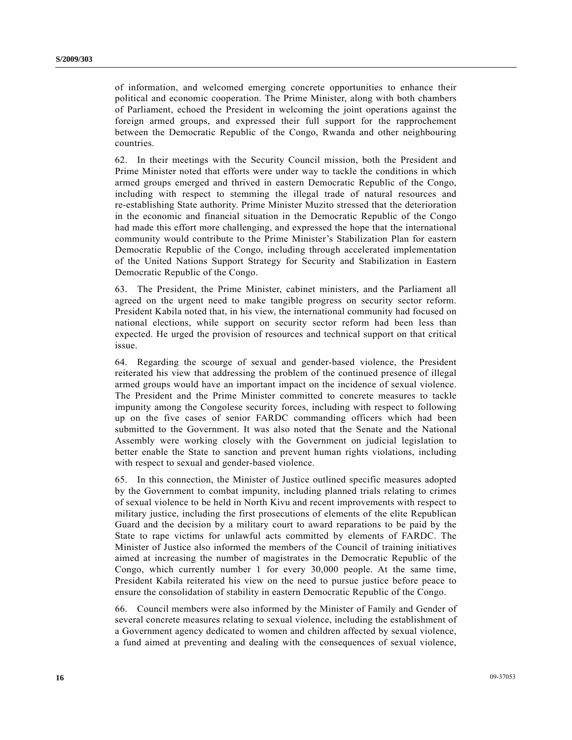of information, and welcomed emerging concrete opportunities to enhance their political and economic cooperation. The Prime Minister, along with both chambers of Parliament, echoed the President in welcoming the joint operations against the foreign armed groups, and expressed their full support for the rapprochement between the Democratic Republic of the Congo, Rwanda and other neighbouring countries.

62. In their meetings with the Security Council mission, both the President and Prime Minister noted that efforts were under way to tackle the conditions in which armed groups emerged and thrived in eastern Democratic Republic of the Congo, including with respect to stemming the illegal trade of natural resources and re-establishing State authority. Prime Minister Muzito stressed that the deterioration in the economic and financial situation in the Democratic Republic of the Congo had made this effort more challenging, and expressed the hope that the international community would contribute to the Prime Minister's Stabilization Plan for eastern Democratic Republic of the Congo, including through accelerated implementation of the United Nations Support Strategy for Security and Stabilization in Eastern Democratic Republic of the Congo.

63. The President, the Prime Minister, cabinet ministers, and the Parliament all agreed on the urgent need to make tangible progress on security sector reform. President Kabila noted that, in his view, the international community had focused on national elections, while support on security sector reform had been less than expected. He urged the provision of resources and technical support on that critical issue.

64. Regarding the scourge of sexual and gender-based violence, the President reiterated his view that addressing the problem of the continued presence of illegal armed groups would have an important impact on the incidence of sexual violence. The President and the Prime Minister committed to concrete measures to tackle impunity among the Congolese security forces, including with respect to following up on the five cases of senior FARDC commanding officers which had been submitted to the Government. It was also noted that the Senate and the National Assembly were working closely with the Government on judicial legislation to better enable the State to sanction and prevent human rights violations, including with respect to sexual and gender-based violence.

65. In this connection, the Minister of Justice outlined specific measures adopted by the Government to combat impunity, including planned trials relating to crimes of sexual violence to be held in North Kivu and recent improvements with respect to military justice, including the first prosecutions of elements of the elite Republican Guard and the decision by a military court to award reparations to be paid by the State to rape victims for unlawful acts committed by elements of FARDC. The Minister of Justice also informed the members of the Council of training initiatives aimed at increasing the number of magistrates in the Democratic Republic of the Congo, which currently number 1 for every 30,000 people. At the same time, President Kabila reiterated his view on the need to pursue justice before peace to ensure the consolidation of stability in eastern Democratic Republic of the Congo.

66. Council members were also informed by the Minister of Family and Gender of several concrete measures relating to sexual violence, including the establishment of a Government agency dedicated to women and children affected by sexual violence, a fund aimed at preventing and dealing with the consequences of sexual violence,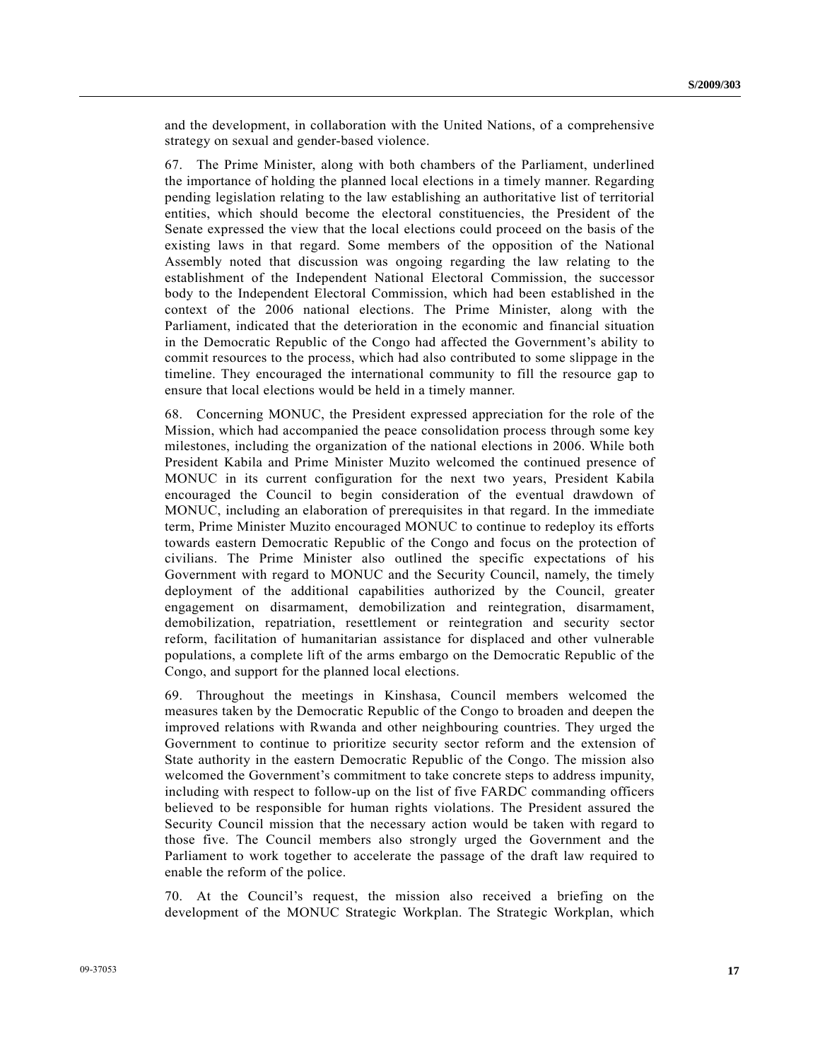and the development, in collaboration with the United Nations, of a comprehensive strategy on sexual and gender-based violence.

67. The Prime Minister, along with both chambers of the Parliament, underlined the importance of holding the planned local elections in a timely manner. Regarding pending legislation relating to the law establishing an authoritative list of territorial entities, which should become the electoral constituencies, the President of the Senate expressed the view that the local elections could proceed on the basis of the existing laws in that regard. Some members of the opposition of the National Assembly noted that discussion was ongoing regarding the law relating to the establishment of the Independent National Electoral Commission, the successor body to the Independent Electoral Commission, which had been established in the context of the 2006 national elections. The Prime Minister, along with the Parliament, indicated that the deterioration in the economic and financial situation in the Democratic Republic of the Congo had affected the Government's ability to commit resources to the process, which had also contributed to some slippage in the timeline. They encouraged the international community to fill the resource gap to ensure that local elections would be held in a timely manner.

68. Concerning MONUC, the President expressed appreciation for the role of the Mission, which had accompanied the peace consolidation process through some key milestones, including the organization of the national elections in 2006. While both President Kabila and Prime Minister Muzito welcomed the continued presence of MONUC in its current configuration for the next two years, President Kabila encouraged the Council to begin consideration of the eventual drawdown of MONUC, including an elaboration of prerequisites in that regard. In the immediate term, Prime Minister Muzito encouraged MONUC to continue to redeploy its efforts towards eastern Democratic Republic of the Congo and focus on the protection of civilians. The Prime Minister also outlined the specific expectations of his Government with regard to MONUC and the Security Council, namely, the timely deployment of the additional capabilities authorized by the Council, greater engagement on disarmament, demobilization and reintegration, disarmament, demobilization, repatriation, resettlement or reintegration and security sector reform, facilitation of humanitarian assistance for displaced and other vulnerable populations, a complete lift of the arms embargo on the Democratic Republic of the Congo, and support for the planned local elections.

69. Throughout the meetings in Kinshasa, Council members welcomed the measures taken by the Democratic Republic of the Congo to broaden and deepen the improved relations with Rwanda and other neighbouring countries. They urged the Government to continue to prioritize security sector reform and the extension of State authority in the eastern Democratic Republic of the Congo. The mission also welcomed the Government's commitment to take concrete steps to address impunity, including with respect to follow-up on the list of five FARDC commanding officers believed to be responsible for human rights violations. The President assured the Security Council mission that the necessary action would be taken with regard to those five. The Council members also strongly urged the Government and the Parliament to work together to accelerate the passage of the draft law required to enable the reform of the police.

70. At the Council's request, the mission also received a briefing on the development of the MONUC Strategic Workplan. The Strategic Workplan, which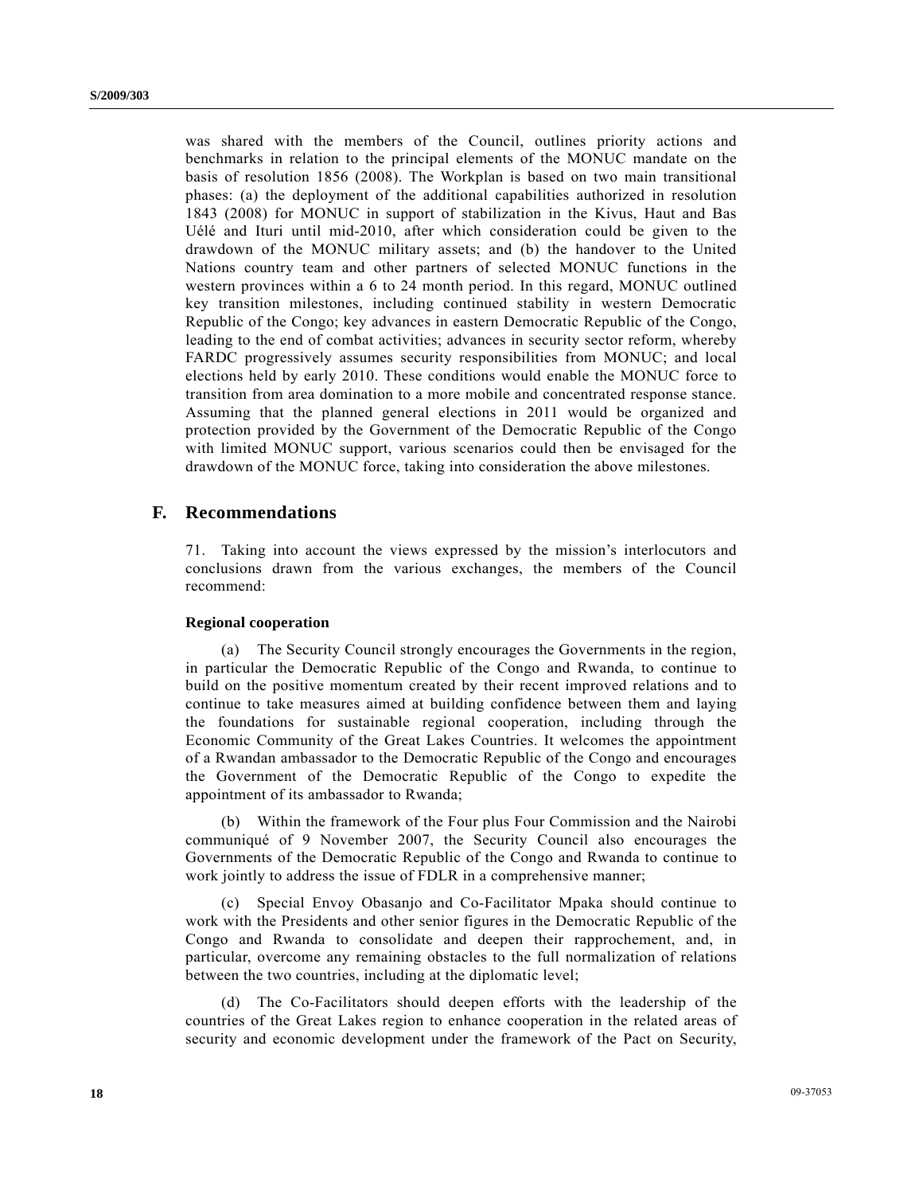was shared with the members of the Council, outlines priority actions and benchmarks in relation to the principal elements of the MONUC mandate on the basis of resolution 1856 (2008). The Workplan is based on two main transitional phases: (a) the deployment of the additional capabilities authorized in resolution 1843 (2008) for MONUC in support of stabilization in the Kivus, Haut and Bas Uélé and Ituri until mid-2010, after which consideration could be given to the drawdown of the MONUC military assets; and (b) the handover to the United Nations country team and other partners of selected MONUC functions in the western provinces within a 6 to 24 month period. In this regard, MONUC outlined key transition milestones, including continued stability in western Democratic Republic of the Congo; key advances in eastern Democratic Republic of the Congo, leading to the end of combat activities; advances in security sector reform, whereby FARDC progressively assumes security responsibilities from MONUC; and local elections held by early 2010. These conditions would enable the MONUC force to transition from area domination to a more mobile and concentrated response stance. Assuming that the planned general elections in 2011 would be organized and protection provided by the Government of the Democratic Republic of the Congo with limited MONUC support, various scenarios could then be envisaged for the drawdown of the MONUC force, taking into consideration the above milestones.

## F. Recommendations

71. Taking into account the views expressed by the mission's interlocutors and conclusions drawn from the various exchanges, the members of the Council recommend:

**Regional cooperation**

(a) The Security Council strongly encourages the Governments in the region, in particular the Democratic Republic of the Congo and Rwanda, to continue to build on the positive momentum created by their recent improved relations and to continue to take measures aimed at building confidence between them and laying the foundations for sustainable regional cooperation, including through the Economic Community of the Great Lakes Countries. It welcomes the appointment of a Rwandan ambassador to the Democratic Republic of the Congo and encourages the Government of the Democratic Republic of the Congo to expedite the appointment of its ambassador to Rwanda;

(b) Within the framework of the Four plus Four Commission and the Nairobi communiqué of 9 November 2007, the Security Council also encourages the Governments of the Democratic Republic of the Congo and Rwanda to continue to work jointly to address the issue of FDLR in a comprehensive manner;

(c) Special Envoy Obasanjo and Co-Facilitator Mpaka should continue to work with the Presidents and other senior figures in the Democratic Republic of the Congo and Rwanda to consolidate and deepen their rapprochement, and, in particular, overcome any remaining obstacles to the full normalization of relations between the two countries, including at the diplomatic level;

(d) The Co-Facilitators should deepen efforts with the leadership of the countries of the Great Lakes region to enhance cooperation in the related areas of security and economic development under the framework of the Pact on Security,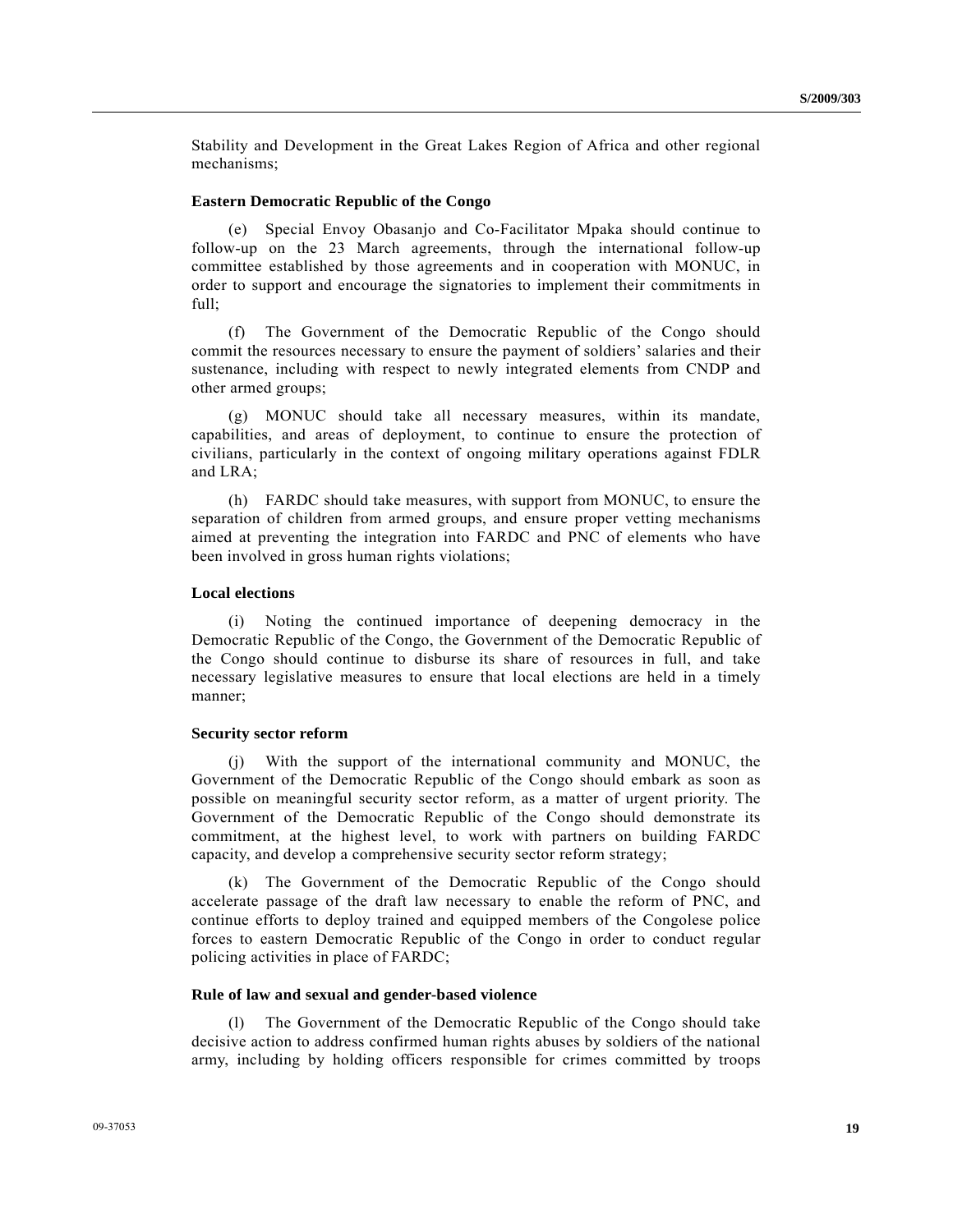Stability and Development in the Great Lakes Region of Africa and other regional mechanisms;

### Eastern Democratic Republic of the Congo

(e) Special Envoy Obasanjo and Co-Facilitator Mpaka should continue to follow-up on the 23 March agreements, through the international follow-up committee established by those agreements and in cooperation with MONUC, in order to support and encourage the signatories to implement their commitments in full;

(f) The Government of the Democratic Republic of the Congo should commit the resources necessary to ensure the payment of soldiers' salaries and their sustenance, including with respect to newly integrated elements from CNDP and other armed groups;

(g) MONUC should take all necessary measures, within its mandate, capabilities, and areas of deployment, to continue to ensure the protection of civilians, particularly in the context of ongoing military operations against FDLR and LRA;

(h) FARDC should take measures, with support from MONUC, to ensure the separation of children from armed groups, and ensure proper vetting mechanisms aimed at preventing the integration into FARDC and PNC of elements who have been involved in gross human rights violations;

### Local elections

(i) Noting the continued importance of deepening democracy in the Democratic Republic of the Congo, the Government of the Democratic Republic of the Congo should continue to disburse its share of resources in full, and take necessary legislative measures to ensure that local elections are held in a timely manner;

### Security sector reform

(j) With the support of the international community and MONUC, the Government of the Democratic Republic of the Congo should embark as soon as possible on meaningful security sector reform, as a matter of urgent priority. The Government of the Democratic Republic of the Congo should demonstrate its commitment, at the highest level, to work with partners on building FARDC capacity, and develop a comprehensive security sector reform strategy;

(k) The Government of the Democratic Republic of the Congo should accelerate passage of the draft law necessary to enable the reform of PNC, and continue efforts to deploy trained and equipped members of the Congolese police forces to eastern Democratic Republic of the Congo in order to conduct regular policing activities in place of FARDC;

### Rule of law and sexual and gender-based violence

(l) The Government of the Democratic Republic of the Congo should take decisive action to address confirmed human rights abuses by soldiers of the national army, including by holding officers responsible for crimes committed by troops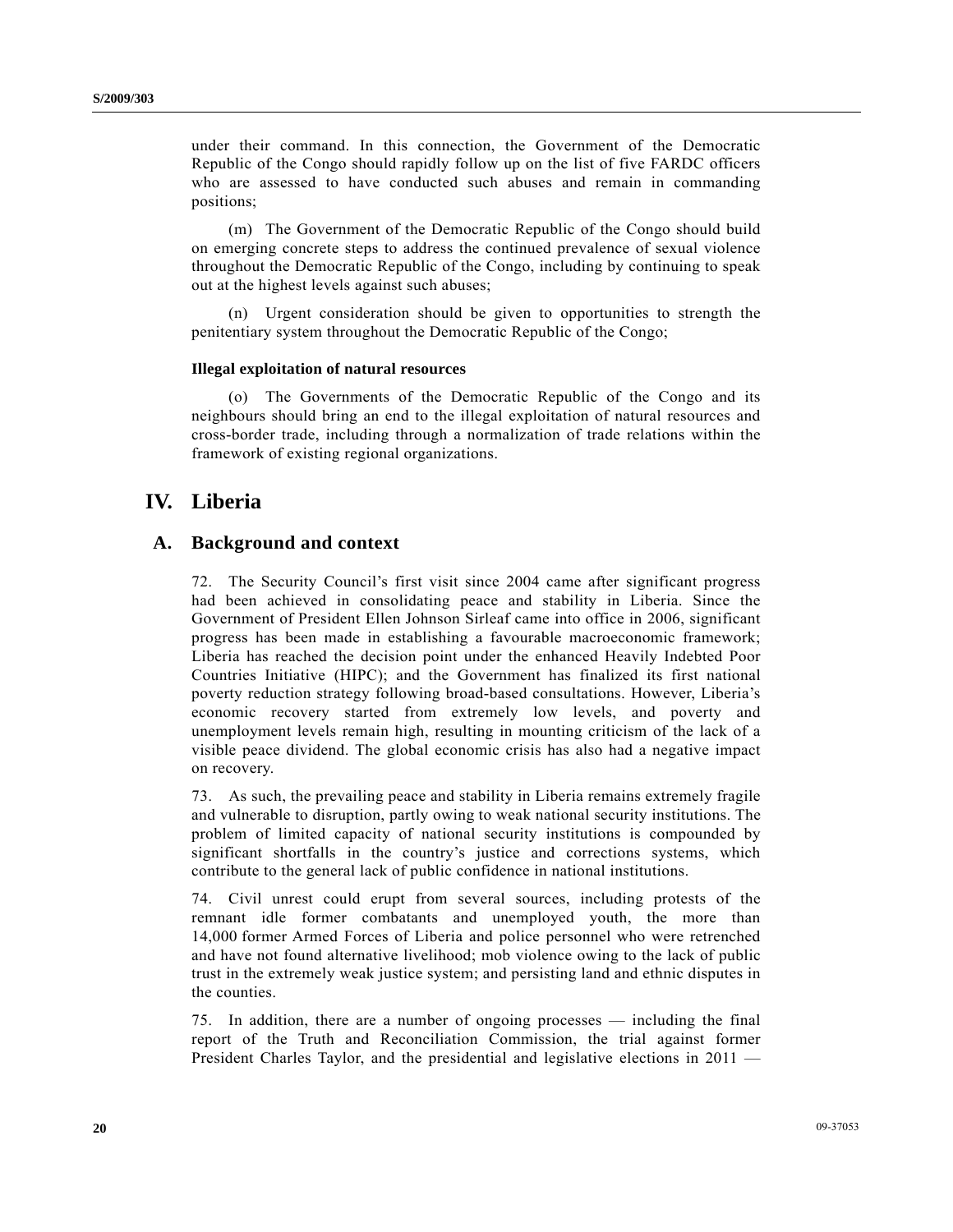under their command. In this connection, the Government of the Democratic Republic of the Congo should rapidly follow up on the list of five FARDC officers who are assessed to have conducted such abuses and remain in commanding positions;

(m) The Government of the Democratic Republic of the Congo should build on emerging concrete steps to address the continued prevalence of sexual violence throughout the Democratic Republic of the Congo, including by continuing to speak out at the highest levels against such abuses;

(n) Urgent consideration should be given to opportunities to strength the penitentiary system throughout the Democratic Republic of the Congo;

#### Illegal exploitation of natural resources

(o) The Governments of the Democratic Republic of the Congo and its neighbours should bring an end to the illegal exploitation of natural resources and cross-border trade, including through a normalization of trade relations within the framework of existing regional organizations.

## IV. Liberia

### A. Background and context

72. The Security Council's first visit since 2004 came after significant progress had been achieved in consolidating peace and stability in Liberia. Since the Government of President Ellen Johnson Sirleaf came into office in 2006, significant progress has been made in establishing a favourable macroeconomic framework; Liberia has reached the decision point under the enhanced Heavily Indebted Poor Countries Initiative (HIPC); and the Government has finalized its first national poverty reduction strategy following broad-based consultations. However, Liberia's economic recovery started from extremely low levels, and poverty and unemployment levels remain high, resulting in mounting criticism of the lack of a visible peace dividend. The global economic crisis has also had a negative impact on recovery.

73. As such, the prevailing peace and stability in Liberia remains extremely fragile and vulnerable to disruption, partly owing to weak national security institutions. The problem of limited capacity of national security institutions is compounded by significant shortfalls in the country's justice and corrections systems, which contribute to the general lack of public confidence in national institutions.

74. Civil unrest could erupt from several sources, including protests of the remnant idle former combatants and unemployed youth, the more than 14,000 former Armed Forces of Liberia and police personnel who were retrenched and have not found alternative livelihood; mob violence owing to the lack of public trust in the extremely weak justice system; and persisting land and ethnic disputes in the counties.

75. In addition, there are a number of ongoing processes — including the final report of the Truth and Reconciliation Commission, the trial against former President Charles Taylor, and the presidential and legislative elections in 2011 —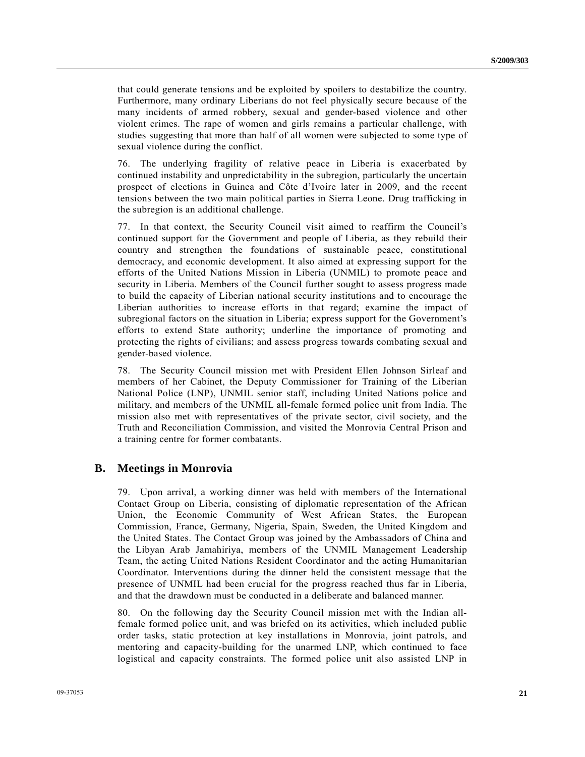that could generate tensions and be exploited by spoilers to destabilize the country. Furthermore, many ordinary Liberians do not feel physically secure because of the many incidents of armed robbery, sexual and gender-based violence and other violent crimes. The rape of women and girls remains a particular challenge, with studies suggesting that more than half of all women were subjected to some type of sexual violence during the conflict.

76. The underlying fragility of relative peace in Liberia is exacerbated by continued instability and unpredictability in the subregion, particularly the uncertain prospect of elections in Guinea and Côte d'Ivoire later in 2009, and the recent tensions between the two main political parties in Sierra Leone. Drug trafficking in the subregion is an additional challenge.

77. In that context, the Security Council visit aimed to reaffirm the Council's continued support for the Government and people of Liberia, as they rebuild their country and strengthen the foundations of sustainable peace, constitutional democracy, and economic development. It also aimed at expressing support for the efforts of the United Nations Mission in Liberia (UNMIL) to promote peace and security in Liberia. Members of the Council further sought to assess progress made to build the capacity of Liberian national security institutions and to encourage the Liberian authorities to increase efforts in that regard; examine the impact of subregional factors on the situation in Liberia; express support for the Government's efforts to extend State authority; underline the importance of promoting and protecting the rights of civilians; and assess progress towards combating sexual and gender-based violence.

78. The Security Council mission met with President Ellen Johnson Sirleaf and members of her Cabinet, the Deputy Commissioner for Training of the Liberian National Police (LNP), UNMIL senior staff, including United Nations police and military, and members of the UNMIL all-female formed police unit from India. The mission also met with representatives of the private sector, civil society, and the Truth and Reconciliation Commission, and visited the Monrovia Central Prison and a training centre for former combatants.

## B. Meetings in Monrovia

79. Upon arrival, a working dinner was held with members of the International Contact Group on Liberia, consisting of diplomatic representation of the African Union, the Economic Community of West African States, the European Commission, France, Germany, Nigeria, Spain, Sweden, the United Kingdom and the United States. The Contact Group was joined by the Ambassadors of China and the Libyan Arab Jamahiriya, members of the UNMIL Management Leadership Team, the acting United Nations Resident Coordinator and the acting Humanitarian Coordinator. Interventions during the dinner held the consistent message that the presence of UNMIL had been crucial for the progress reached thus far in Liberia, and that the drawdown must be conducted in a deliberate and balanced manner.

80. On the following day the Security Council mission met with the Indian all-female formed police unit, and was briefed on its activities, which included public order tasks, static protection at key installations in Monrovia, joint patrols, and mentoring and capacity-building for the unarmed LNP, which continued to face logistical and capacity constraints. The formed police unit also assisted LNP in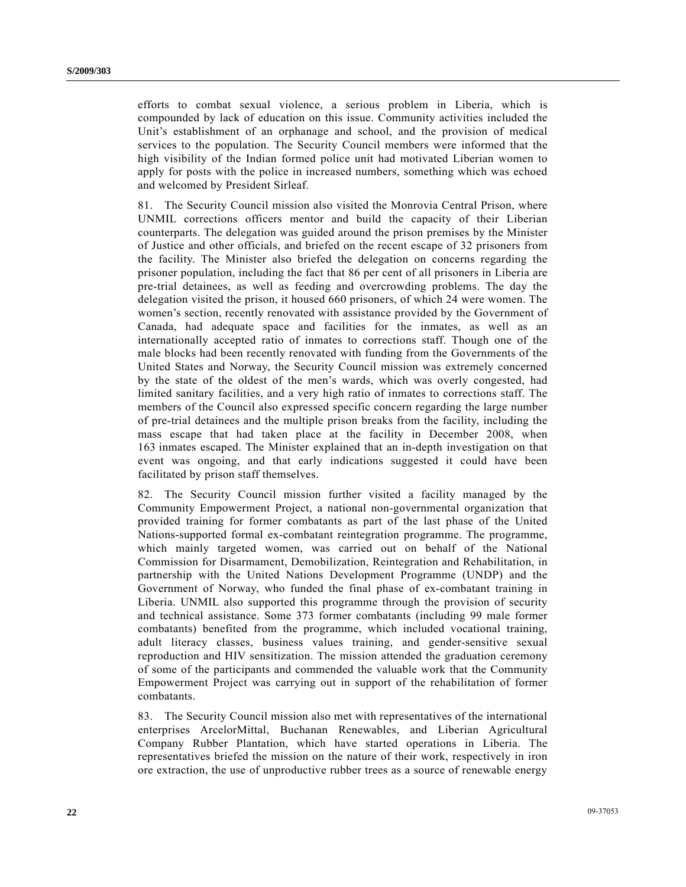efforts to combat sexual violence, a serious problem in Liberia, which is compounded by lack of education on this issue. Community activities included the Unit's establishment of an orphanage and school, and the provision of medical services to the population. The Security Council members were informed that the high visibility of the Indian formed police unit had motivated Liberian women to apply for posts with the police in increased numbers, something which was echoed and welcomed by President Sirleaf.

81. The Security Council mission also visited the Monrovia Central Prison, where UNMIL corrections officers mentor and build the capacity of their Liberian counterparts. The delegation was guided around the prison premises by the Minister of Justice and other officials, and briefed on the recent escape of 32 prisoners from the facility. The Minister also briefed the delegation on concerns regarding the prisoner population, including the fact that 86 per cent of all prisoners in Liberia are pre-trial detainees, as well as feeding and overcrowding problems. The day the delegation visited the prison, it housed 660 prisoners, of which 24 were women. The women's section, recently renovated with assistance provided by the Government of Canada, had adequate space and facilities for the inmates, as well as an internationally accepted ratio of inmates to corrections staff. Though one of the male blocks had been recently renovated with funding from the Governments of the United States and Norway, the Security Council mission was extremely concerned by the state of the oldest of the men's wards, which was overly congested, had limited sanitary facilities, and a very high ratio of inmates to corrections staff. The members of the Council also expressed specific concern regarding the large number of pre-trial detainees and the multiple prison breaks from the facility, including the mass escape that had taken place at the facility in December 2008, when 163 inmates escaped. The Minister explained that an in-depth investigation on that event was ongoing, and that early indications suggested it could have been facilitated by prison staff themselves.

82. The Security Council mission further visited a facility managed by the Community Empowerment Project, a national non-governmental organization that provided training for former combatants as part of the last phase of the United Nations-supported formal ex-combatant reintegration programme. The programme, which mainly targeted women, was carried out on behalf of the National Commission for Disarmament, Demobilization, Reintegration and Rehabilitation, in partnership with the United Nations Development Programme (UNDP) and the Government of Norway, who funded the final phase of ex-combatant training in Liberia. UNMIL also supported this programme through the provision of security and technical assistance. Some 373 former combatants (including 99 male former combatants) benefited from the programme, which included vocational training, adult literacy classes, business values training, and gender-sensitive sexual reproduction and HIV sensitization. The mission attended the graduation ceremony of some of the participants and commended the valuable work that the Community Empowerment Project was carrying out in support of the rehabilitation of former combatants.

83. The Security Council mission also met with representatives of the international enterprises ArcelorMittal, Buchanan Renewables, and Liberian Agricultural Company Rubber Plantation, which have started operations in Liberia. The representatives briefed the mission on the nature of their work, respectively in iron ore extraction, the use of unproductive rubber trees as a source of renewable energy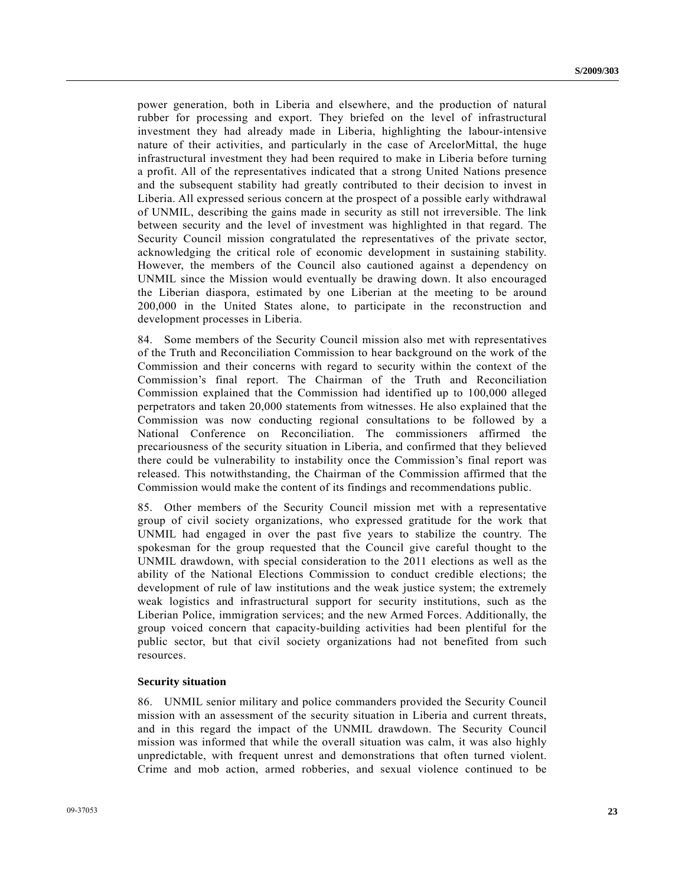power generation, both in Liberia and elsewhere, and the production of natural rubber for processing and export. They briefed on the level of infrastructural investment they had already made in Liberia, highlighting the labour-intensive nature of their activities, and particularly in the case of ArcelorMittal, the huge infrastructural investment they had been required to make in Liberia before turning a profit. All of the representatives indicated that a strong United Nations presence and the subsequent stability had greatly contributed to their decision to invest in Liberia. All expressed serious concern at the prospect of a possible early withdrawal of UNMIL, describing the gains made in security as still not irreversible. The link between security and the level of investment was highlighted in that regard. The Security Council mission congratulated the representatives of the private sector, acknowledging the critical role of economic development in sustaining stability. However, the members of the Council also cautioned against a dependency on UNMIL since the Mission would eventually be drawing down. It also encouraged the Liberian diaspora, estimated by one Liberian at the meeting to be around 200,000 in the United States alone, to participate in the reconstruction and development processes in Liberia.

84. Some members of the Security Council mission also met with representatives of the Truth and Reconciliation Commission to hear background on the work of the Commission and their concerns with regard to security within the context of the Commission's final report. The Chairman of the Truth and Reconciliation Commission explained that the Commission had identified up to 100,000 alleged perpetrators and taken 20,000 statements from witnesses. He also explained that the Commission was now conducting regional consultations to be followed by a National Conference on Reconciliation. The commissioners affirmed the precariousness of the security situation in Liberia, and confirmed that they believed there could be vulnerability to instability once the Commission's final report was released. This notwithstanding, the Chairman of the Commission affirmed that the Commission would make the content of its findings and recommendations public.

85. Other members of the Security Council mission met with a representative group of civil society organizations, who expressed gratitude for the work that UNMIL had engaged in over the past five years to stabilize the country. The spokesman for the group requested that the Council give careful thought to the UNMIL drawdown, with special consideration to the 2011 elections as well as the ability of the National Elections Commission to conduct credible elections; the development of rule of law institutions and the weak justice system; the extremely weak logistics and infrastructural support for security institutions, such as the Liberian Police, immigration services; and the new Armed Forces. Additionally, the group voiced concern that capacity-building activities had been plentiful for the public sector, but that civil society organizations had not benefited from such resources.

**Security situation**

86. UNMIL senior military and police commanders provided the Security Council mission with an assessment of the security situation in Liberia and current threats, and in this regard the impact of the UNMIL drawdown. The Security Council mission was informed that while the overall situation was calm, it was also highly unpredictable, with frequent unrest and demonstrations that often turned violent. Crime and mob action, armed robberies, and sexual violence continued to be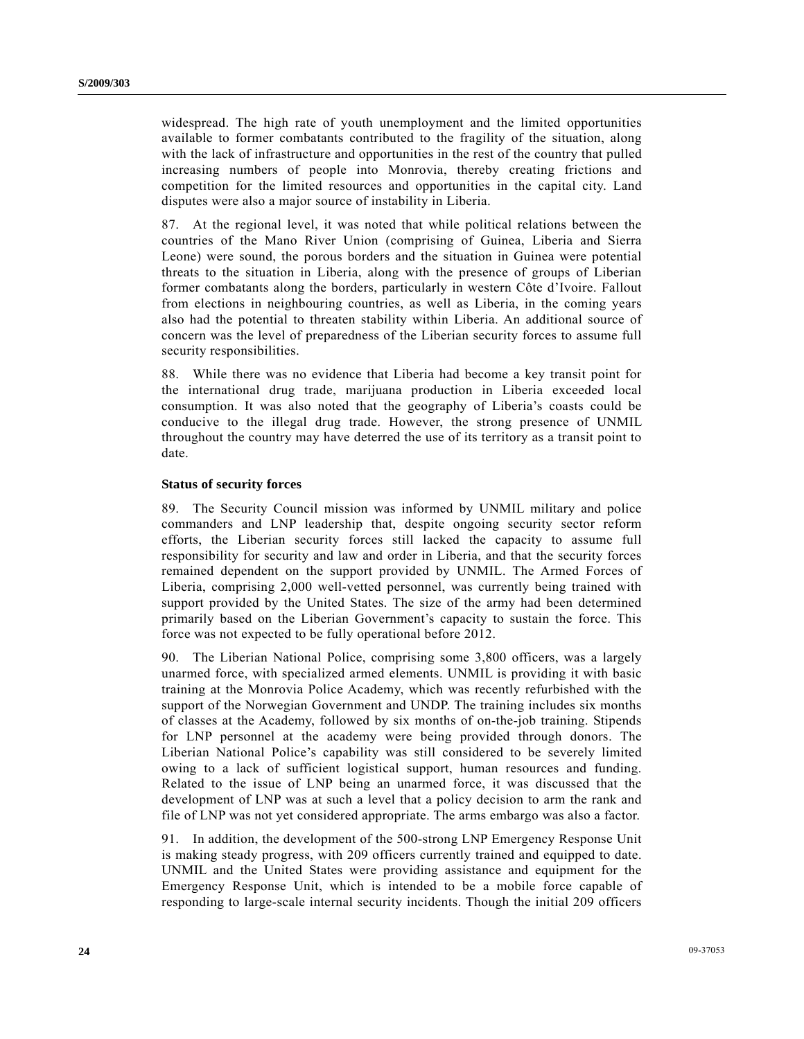widespread. The high rate of youth unemployment and the limited opportunities available to former combatants contributed to the fragility of the situation, along with the lack of infrastructure and opportunities in the rest of the country that pulled increasing numbers of people into Monrovia, thereby creating frictions and competition for the limited resources and opportunities in the capital city. Land disputes were also a major source of instability in Liberia.

87. At the regional level, it was noted that while political relations between the countries of the Mano River Union (comprising of Guinea, Liberia and Sierra Leone) were sound, the porous borders and the situation in Guinea were potential threats to the situation in Liberia, along with the presence of groups of Liberian former combatants along the borders, particularly in western Côte d'Ivoire. Fallout from elections in neighbouring countries, as well as Liberia, in the coming years also had the potential to threaten stability within Liberia. An additional source of concern was the level of preparedness of the Liberian security forces to assume full security responsibilities.

88. While there was no evidence that Liberia had become a key transit point for the international drug trade, marijuana production in Liberia exceeded local consumption. It was also noted that the geography of Liberia's coasts could be conducive to the illegal drug trade. However, the strong presence of UNMIL throughout the country may have deterred the use of its territory as a transit point to date.

**Status of security forces**

89. The Security Council mission was informed by UNMIL military and police commanders and LNP leadership that, despite ongoing security sector reform efforts, the Liberian security forces still lacked the capacity to assume full responsibility for security and law and order in Liberia, and that the security forces remained dependent on the support provided by UNMIL. The Armed Forces of Liberia, comprising 2,000 well-vetted personnel, was currently being trained with support provided by the United States. The size of the army had been determined primarily based on the Liberian Government's capacity to sustain the force. This force was not expected to be fully operational before 2012.

90. The Liberian National Police, comprising some 3,800 officers, was a largely unarmed force, with specialized armed elements. UNMIL is providing it with basic training at the Monrovia Police Academy, which was recently refurbished with the support of the Norwegian Government and UNDP. The training includes six months of classes at the Academy, followed by six months of on-the-job training. Stipends for LNP personnel at the academy were being provided through donors. The Liberian National Police's capability was still considered to be severely limited owing to a lack of sufficient logistical support, human resources and funding. Related to the issue of LNP being an unarmed force, it was discussed that the development of LNP was at such a level that a policy decision to arm the rank and file of LNP was not yet considered appropriate. The arms embargo was also a factor.

91. In addition, the development of the 500-strong LNP Emergency Response Unit is making steady progress, with 209 officers currently trained and equipped to date. UNMIL and the United States were providing assistance and equipment for the Emergency Response Unit, which is intended to be a mobile force capable of responding to large-scale internal security incidents. Though the initial 209 officers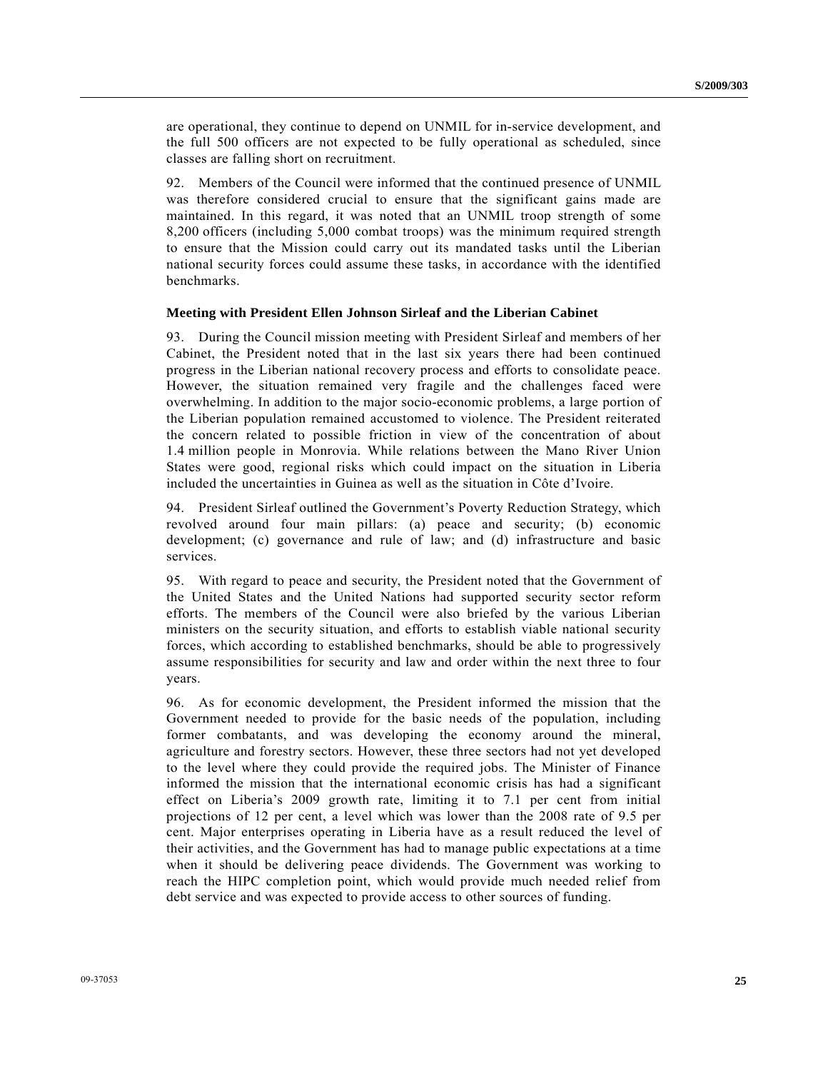are operational, they continue to depend on UNMIL for in-service development, and the full 500 officers are not expected to be fully operational as scheduled, since classes are falling short on recruitment.

92. Members of the Council were informed that the continued presence of UNMIL was therefore considered crucial to ensure that the significant gains made are maintained. In this regard, it was noted that an UNMIL troop strength of some 8,200 officers (including 5,000 combat troops) was the minimum required strength to ensure that the Mission could carry out its mandated tasks until the Liberian national security forces could assume these tasks, in accordance with the identified benchmarks.

**Meeting with President Ellen Johnson Sirleaf and the Liberian Cabinet**

93. During the Council mission meeting with President Sirleaf and members of her Cabinet, the President noted that in the last six years there had been continued progress in the Liberian national recovery process and efforts to consolidate peace. However, the situation remained very fragile and the challenges faced were overwhelming. In addition to the major socio-economic problems, a large portion of the Liberian population remained accustomed to violence. The President reiterated the concern related to possible friction in view of the concentration of about 1.4 million people in Monrovia. While relations between the Mano River Union States were good, regional risks which could impact on the situation in Liberia included the uncertainties in Guinea as well as the situation in Côte d'Ivoire.

94. President Sirleaf outlined the Government's Poverty Reduction Strategy, which revolved around four main pillars: (a) peace and security; (b) economic development; (c) governance and rule of law; and (d) infrastructure and basic services.

95. With regard to peace and security, the President noted that the Government of the United States and the United Nations had supported security sector reform efforts. The members of the Council were also briefed by the various Liberian ministers on the security situation, and efforts to establish viable national security forces, which according to established benchmarks, should be able to progressively assume responsibilities for security and law and order within the next three to four years.

96. As for economic development, the President informed the mission that the Government needed to provide for the basic needs of the population, including former combatants, and was developing the economy around the mineral, agriculture and forestry sectors. However, these three sectors had not yet developed to the level where they could provide the required jobs. The Minister of Finance informed the mission that the international economic crisis has had a significant effect on Liberia's 2009 growth rate, limiting it to 7.1 per cent from initial projections of 12 per cent, a level which was lower than the 2008 rate of 9.5 per cent. Major enterprises operating in Liberia have as a result reduced the level of their activities, and the Government has had to manage public expectations at a time when it should be delivering peace dividends. The Government was working to reach the HIPC completion point, which would provide much needed relief from debt service and was expected to provide access to other sources of funding.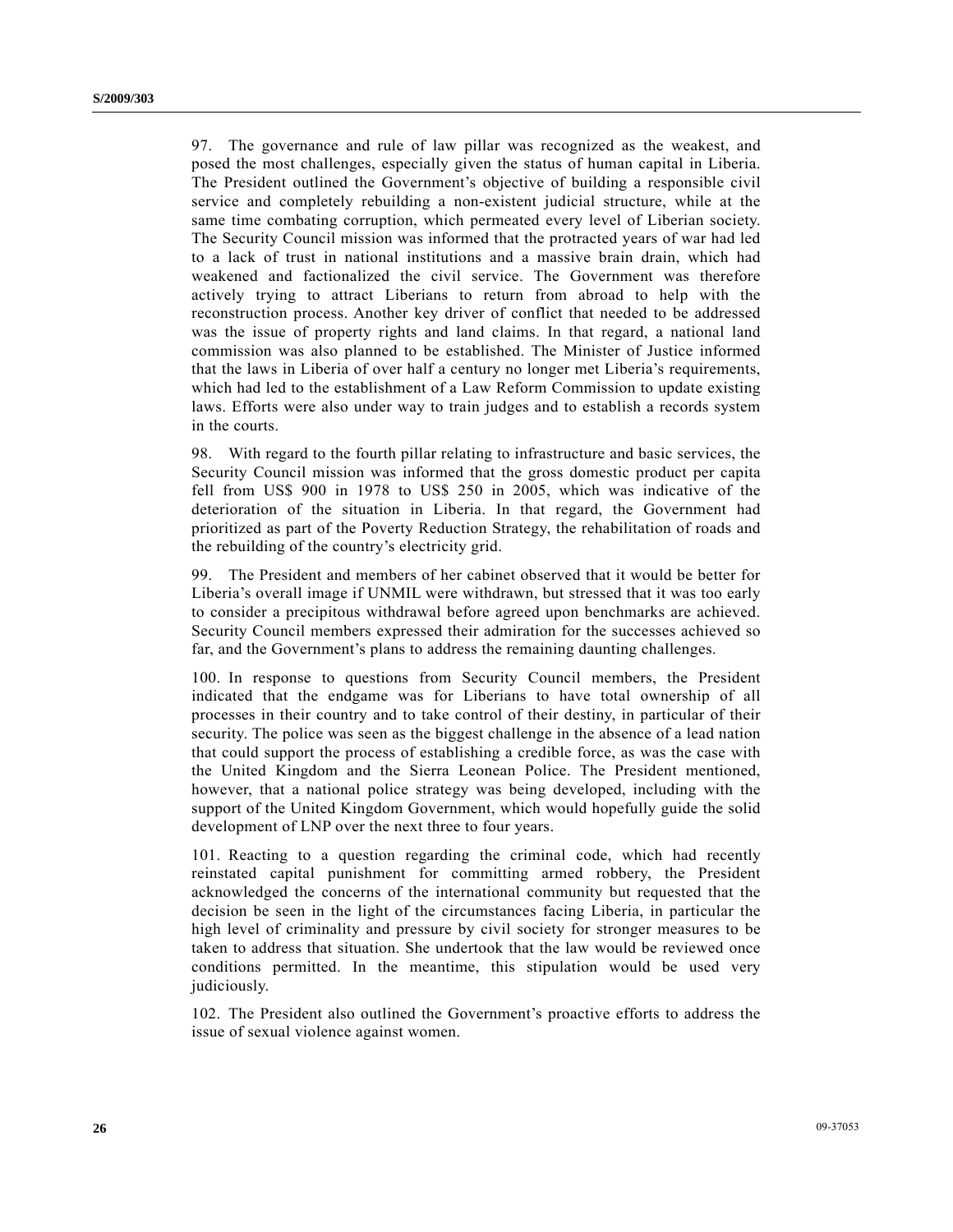97. The governance and rule of law pillar was recognized as the weakest, and posed the most challenges, especially given the status of human capital in Liberia. The President outlined the Government's objective of building a responsible civil service and completely rebuilding a non-existent judicial structure, while at the same time combating corruption, which permeated every level of Liberian society. The Security Council mission was informed that the protracted years of war had led to a lack of trust in national institutions and a massive brain drain, which had weakened and factionalized the civil service. The Government was therefore actively trying to attract Liberians to return from abroad to help with the reconstruction process. Another key driver of conflict that needed to be addressed was the issue of property rights and land claims. In that regard, a national land commission was also planned to be established. The Minister of Justice informed that the laws in Liberia of over half a century no longer met Liberia's requirements, which had led to the establishment of a Law Reform Commission to update existing laws. Efforts were also under way to train judges and to establish a records system in the courts.

98. With regard to the fourth pillar relating to infrastructure and basic services, the Security Council mission was informed that the gross domestic product per capita fell from US$ 900 in 1978 to US$ 250 in 2005, which was indicative of the deterioration of the situation in Liberia. In that regard, the Government had prioritized as part of the Poverty Reduction Strategy, the rehabilitation of roads and the rebuilding of the country's electricity grid.

99. The President and members of her cabinet observed that it would be better for Liberia's overall image if UNMIL were withdrawn, but stressed that it was too early to consider a precipitous withdrawal before agreed upon benchmarks are achieved. Security Council members expressed their admiration for the successes achieved so far, and the Government's plans to address the remaining daunting challenges.

100. In response to questions from Security Council members, the President indicated that the endgame was for Liberians to have total ownership of all processes in their country and to take control of their destiny, in particular of their security. The police was seen as the biggest challenge in the absence of a lead nation that could support the process of establishing a credible force, as was the case with the United Kingdom and the Sierra Leonean Police. The President mentioned, however, that a national police strategy was being developed, including with the support of the United Kingdom Government, which would hopefully guide the solid development of LNP over the next three to four years.

101. Reacting to a question regarding the criminal code, which had recently reinstated capital punishment for committing armed robbery, the President acknowledged the concerns of the international community but requested that the decision be seen in the light of the circumstances facing Liberia, in particular the high level of criminality and pressure by civil society for stronger measures to be taken to address that situation. She undertook that the law would be reviewed once conditions permitted. In the meantime, this stipulation would be used very judiciously.

102. The President also outlined the Government's proactive efforts to address the issue of sexual violence against women.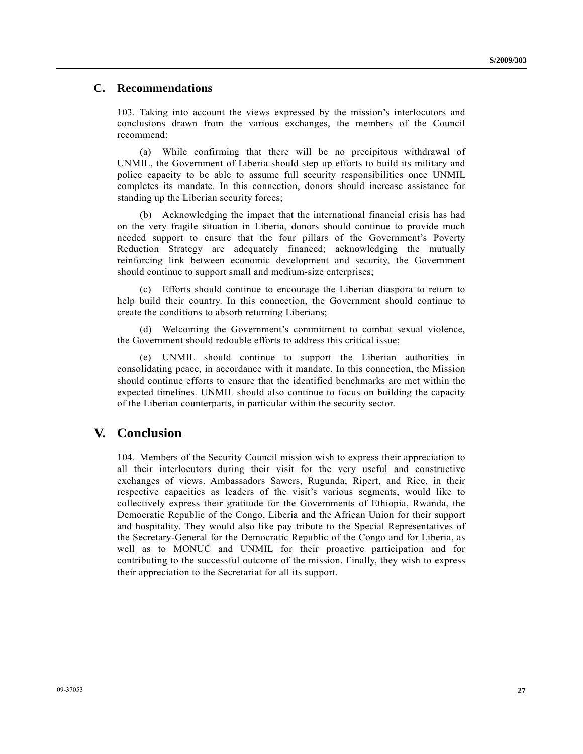## C. Recommendations

103. Taking into account the views expressed by the mission's interlocutors and conclusions drawn from the various exchanges, the members of the Council recommend:

(a) While confirming that there will be no precipitous withdrawal of UNMIL, the Government of Liberia should step up efforts to build its military and police capacity to be able to assume full security responsibilities once UNMIL completes its mandate. In this connection, donors should increase assistance for standing up the Liberian security forces;

(b) Acknowledging the impact that the international financial crisis has had on the very fragile situation in Liberia, donors should continue to provide much needed support to ensure that the four pillars of the Government's Poverty Reduction Strategy are adequately financed; acknowledging the mutually reinforcing link between economic development and security, the Government should continue to support small and medium-size enterprises;

(c) Efforts should continue to encourage the Liberian diaspora to return to help build their country. In this connection, the Government should continue to create the conditions to absorb returning Liberians;

(d) Welcoming the Government's commitment to combat sexual violence, the Government should redouble efforts to address this critical issue;

(e) UNMIL should continue to support the Liberian authorities in consolidating peace, in accordance with it mandate. In this connection, the Mission should continue efforts to ensure that the identified benchmarks are met within the expected timelines. UNMIL should also continue to focus on building the capacity of the Liberian counterparts, in particular within the security sector.

# V. Conclusion

104. Members of the Security Council mission wish to express their appreciation to all their interlocutors during their visit for the very useful and constructive exchanges of views. Ambassadors Sawers, Rugunda, Ripert, and Rice, in their respective capacities as leaders of the visit's various segments, would like to collectively express their gratitude for the Governments of Ethiopia, Rwanda, the Democratic Republic of the Congo, Liberia and the African Union for their support and hospitality. They would also like pay tribute to the Special Representatives of the Secretary-General for the Democratic Republic of the Congo and for Liberia, as well as to MONUC and UNMIL for their proactive participation and for contributing to the successful outcome of the mission. Finally, they wish to express their appreciation to the Secretariat for all its support.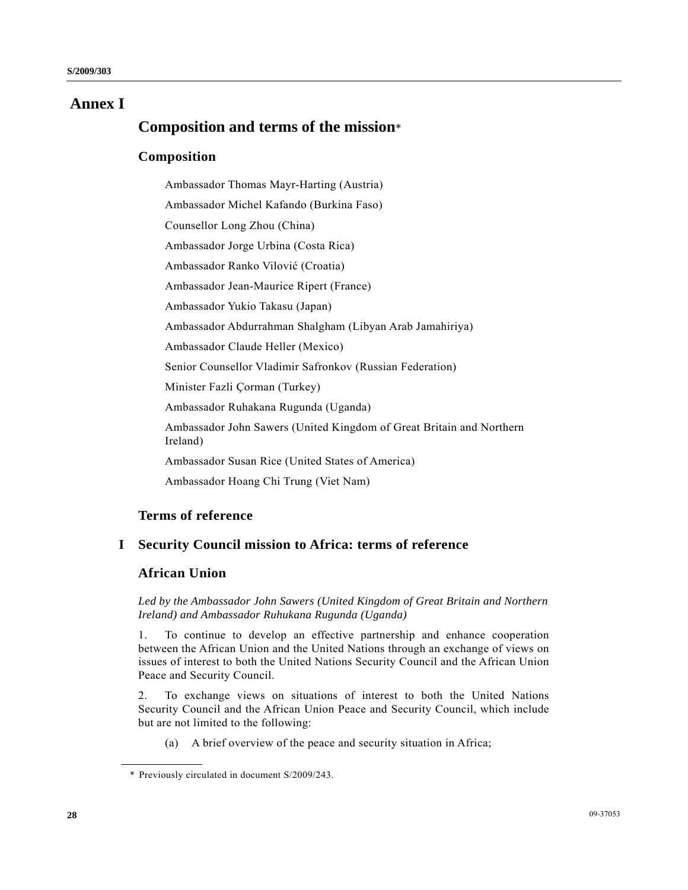# Annex I

## Composition and terms of the mission*

### Composition

Ambassador Thomas Mayr-Harting (Austria)

Ambassador Michel Kafando (Burkina Faso)

Counsellor Long Zhou (China)

Ambassador Jorge Urbina (Costa Rica)

Ambassador Ranko Vilović (Croatia)

Ambassador Jean-Maurice Ripert (France)

Ambassador Yukio Takasu (Japan)

Ambassador Abdurrahman Shalgham (Libyan Arab Jamahiriya)

Ambassador Claude Heller (Mexico)

Senior Counsellor Vladimir Safronkov (Russian Federation)

Minister Fazli Çorman (Turkey)

Ambassador Ruhakana Rugunda (Uganda)

Ambassador John Sawers (United Kingdom of Great Britain and Northern Ireland)

Ambassador Susan Rice (United States of America)

Ambassador Hoang Chi Trung (Viet Nam)

### Terms of reference

### I Security Council mission to Africa: terms of reference

### African Union

*Led by the Ambassador John Sawers (United Kingdom of Great Britain and Northern Ireland) and Ambassador Ruhukana Rugunda (Uganda)*

1. To continue to develop an effective partnership and enhance cooperation between the African Union and the United Nations through an exchange of views on issues of interest to both the United Nations Security Council and the African Union Peace and Security Council.

2. To exchange views on situations of interest to both the United Nations Security Council and the African Union Peace and Security Council, which include but are not limited to the following:

(a) A brief overview of the peace and security situation in Africa;

---

\* Previously circulated in document S/2009/243.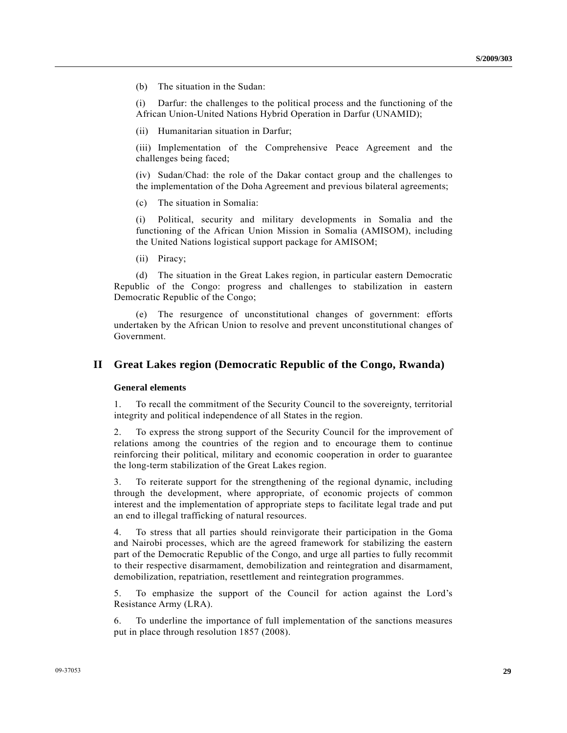(b) The situation in the Sudan:

(i) Darfur: the challenges to the political process and the functioning of the African Union-United Nations Hybrid Operation in Darfur (UNAMID);

(ii) Humanitarian situation in Darfur;

(iii) Implementation of the Comprehensive Peace Agreement and the challenges being faced;

(iv) Sudan/Chad: the role of the Dakar contact group and the challenges to the implementation of the Doha Agreement and previous bilateral agreements;

(c) The situation in Somalia:

(i) Political, security and military developments in Somalia and the functioning of the African Union Mission in Somalia (AMISOM), including the United Nations logistical support package for AMISOM;

(ii) Piracy;

(d) The situation in the Great Lakes region, in particular eastern Democratic Republic of the Congo: progress and challenges to stabilization in eastern Democratic Republic of the Congo;

(e) The resurgence of unconstitutional changes of government: efforts undertaken by the African Union to resolve and prevent unconstitutional changes of Government.

## II Great Lakes region (Democratic Republic of the Congo, Rwanda)

**General elements**

1. To recall the commitment of the Security Council to the sovereignty, territorial integrity and political independence of all States in the region.

2. To express the strong support of the Security Council for the improvement of relations among the countries of the region and to encourage them to continue reinforcing their political, military and economic cooperation in order to guarantee the long-term stabilization of the Great Lakes region.

3. To reiterate support for the strengthening of the regional dynamic, including through the development, where appropriate, of economic projects of common interest and the implementation of appropriate steps to facilitate legal trade and put an end to illegal trafficking of natural resources.

4. To stress that all parties should reinvigorate their participation in the Goma and Nairobi processes, which are the agreed framework for stabilizing the eastern part of the Democratic Republic of the Congo, and urge all parties to fully recommit to their respective disarmament, demobilization and reintegration and disarmament, demobilization, repatriation, resettlement and reintegration programmes.

5. To emphasize the support of the Council for action against the Lord's Resistance Army (LRA).

6. To underline the importance of full implementation of the sanctions measures put in place through resolution 1857 (2008).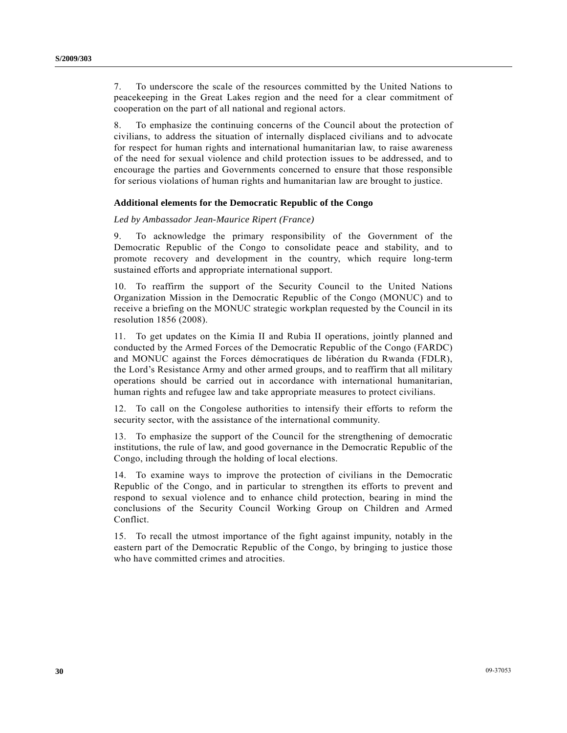7. To underscore the scale of the resources committed by the United Nations to peacekeeping in the Great Lakes region and the need for a clear commitment of cooperation on the part of all national and regional actors.

8. To emphasize the continuing concerns of the Council about the protection of civilians, to address the situation of internally displaced civilians and to advocate for respect for human rights and international humanitarian law, to raise awareness of the need for sexual violence and child protection issues to be addressed, and to encourage the parties and Governments concerned to ensure that those responsible for serious violations of human rights and humanitarian law are brought to justice.

### Additional elements for the Democratic Republic of the Congo

*Led by Ambassador Jean-Maurice Ripert (France)*

9. To acknowledge the primary responsibility of the Government of the Democratic Republic of the Congo to consolidate peace and stability, and to promote recovery and development in the country, which require long-term sustained efforts and appropriate international support.

10. To reaffirm the support of the Security Council to the United Nations Organization Mission in the Democratic Republic of the Congo (MONUC) and to receive a briefing on the MONUC strategic workplan requested by the Council in its resolution 1856 (2008).

11. To get updates on the Kimia II and Rubia II operations, jointly planned and conducted by the Armed Forces of the Democratic Republic of the Congo (FARDC) and MONUC against the Forces démocratiques de libération du Rwanda (FDLR), the Lord's Resistance Army and other armed groups, and to reaffirm that all military operations should be carried out in accordance with international humanitarian, human rights and refugee law and take appropriate measures to protect civilians.

12. To call on the Congolese authorities to intensify their efforts to reform the security sector, with the assistance of the international community.

13. To emphasize the support of the Council for the strengthening of democratic institutions, the rule of law, and good governance in the Democratic Republic of the Congo, including through the holding of local elections.

14. To examine ways to improve the protection of civilians in the Democratic Republic of the Congo, and in particular to strengthen its efforts to prevent and respond to sexual violence and to enhance child protection, bearing in mind the conclusions of the Security Council Working Group on Children and Armed Conflict.

15. To recall the utmost importance of the fight against impunity, notably in the eastern part of the Democratic Republic of the Congo, by bringing to justice those who have committed crimes and atrocities.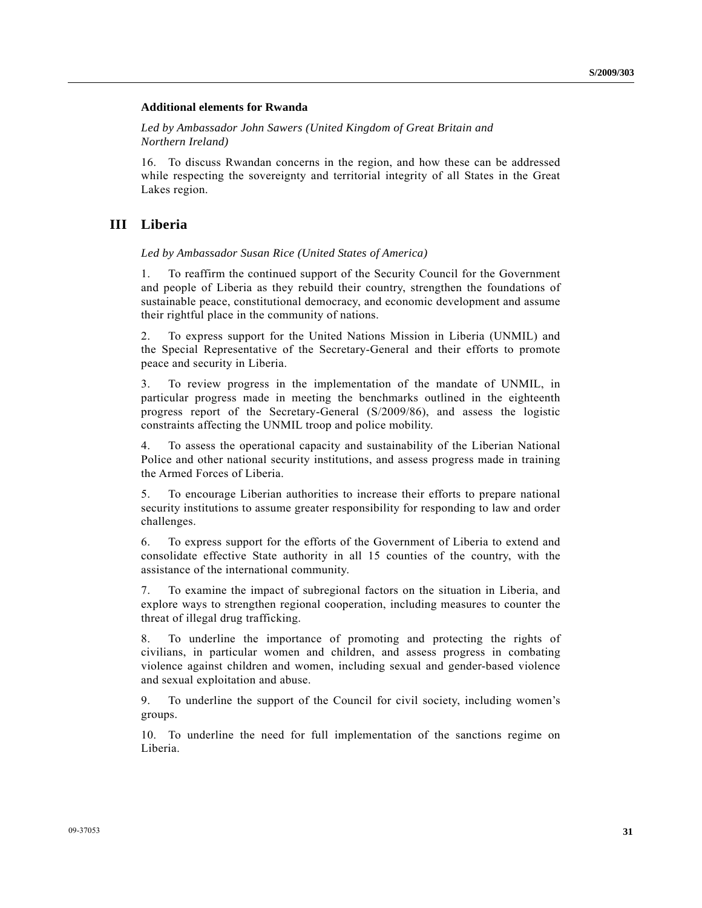#### Additional elements for Rwanda

*Led by Ambassador John Sawers (United Kingdom of Great Britain and Northern Ireland)*

16. To discuss Rwandan concerns in the region, and how these can be addressed while respecting the sovereignty and territorial integrity of all States in the Great Lakes region.

## III Liberia

*Led by Ambassador Susan Rice (United States of America)*

1. To reaffirm the continued support of the Security Council for the Government and people of Liberia as they rebuild their country, strengthen the foundations of sustainable peace, constitutional democracy, and economic development and assume their rightful place in the community of nations.

2. To express support for the United Nations Mission in Liberia (UNMIL) and the Special Representative of the Secretary-General and their efforts to promote peace and security in Liberia.

3. To review progress in the implementation of the mandate of UNMIL, in particular progress made in meeting the benchmarks outlined in the eighteenth progress report of the Secretary-General (S/2009/86), and assess the logistic constraints affecting the UNMIL troop and police mobility.

4. To assess the operational capacity and sustainability of the Liberian National Police and other national security institutions, and assess progress made in training the Armed Forces of Liberia.

5. To encourage Liberian authorities to increase their efforts to prepare national security institutions to assume greater responsibility for responding to law and order challenges.

6. To express support for the efforts of the Government of Liberia to extend and consolidate effective State authority in all 15 counties of the country, with the assistance of the international community.

7. To examine the impact of subregional factors on the situation in Liberia, and explore ways to strengthen regional cooperation, including measures to counter the threat of illegal drug trafficking.

8. To underline the importance of promoting and protecting the rights of civilians, in particular women and children, and assess progress in combating violence against children and women, including sexual and gender-based violence and sexual exploitation and abuse.

9. To underline the support of the Council for civil society, including women's groups.

10. To underline the need for full implementation of the sanctions regime on Liberia.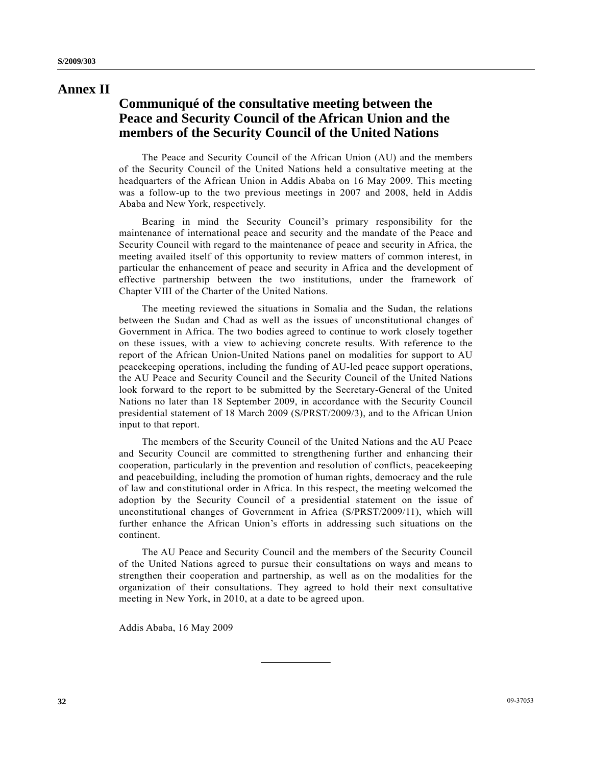# Annex II

## Communiqué of the consultative meeting between the Peace and Security Council of the African Union and the members of the Security Council of the United Nations

The Peace and Security Council of the African Union (AU) and the members of the Security Council of the United Nations held a consultative meeting at the headquarters of the African Union in Addis Ababa on 16 May 2009. This meeting was a follow-up to the two previous meetings in 2007 and 2008, held in Addis Ababa and New York, respectively.

Bearing in mind the Security Council's primary responsibility for the maintenance of international peace and security and the mandate of the Peace and Security Council with regard to the maintenance of peace and security in Africa, the meeting availed itself of this opportunity to review matters of common interest, in particular the enhancement of peace and security in Africa and the development of effective partnership between the two institutions, under the framework of Chapter VIII of the Charter of the United Nations.

The meeting reviewed the situations in Somalia and the Sudan, the relations between the Sudan and Chad as well as the issues of unconstitutional changes of Government in Africa. The two bodies agreed to continue to work closely together on these issues, with a view to achieving concrete results. With reference to the report of the African Union-United Nations panel on modalities for support to AU peacekeeping operations, including the funding of AU-led peace support operations, the AU Peace and Security Council and the Security Council of the United Nations look forward to the report to be submitted by the Secretary-General of the United Nations no later than 18 September 2009, in accordance with the Security Council presidential statement of 18 March 2009 (S/PRST/2009/3), and to the African Union input to that report.

The members of the Security Council of the United Nations and the AU Peace and Security Council are committed to strengthening further and enhancing their cooperation, particularly in the prevention and resolution of conflicts, peacekeeping and peacebuilding, including the promotion of human rights, democracy and the rule of law and constitutional order in Africa. In this respect, the meeting welcomed the adoption by the Security Council of a presidential statement on the issue of unconstitutional changes of Government in Africa (S/PRST/2009/11), which will further enhance the African Union's efforts in addressing such situations on the continent.

The AU Peace and Security Council and the members of the Security Council of the United Nations agreed to pursue their consultations on ways and means to strengthen their cooperation and partnership, as well as on the modalities for the organization of their consultations. They agreed to hold their next consultative meeting in New York, in 2010, at a date to be agreed upon.

Addis Ababa, 16 May 2009